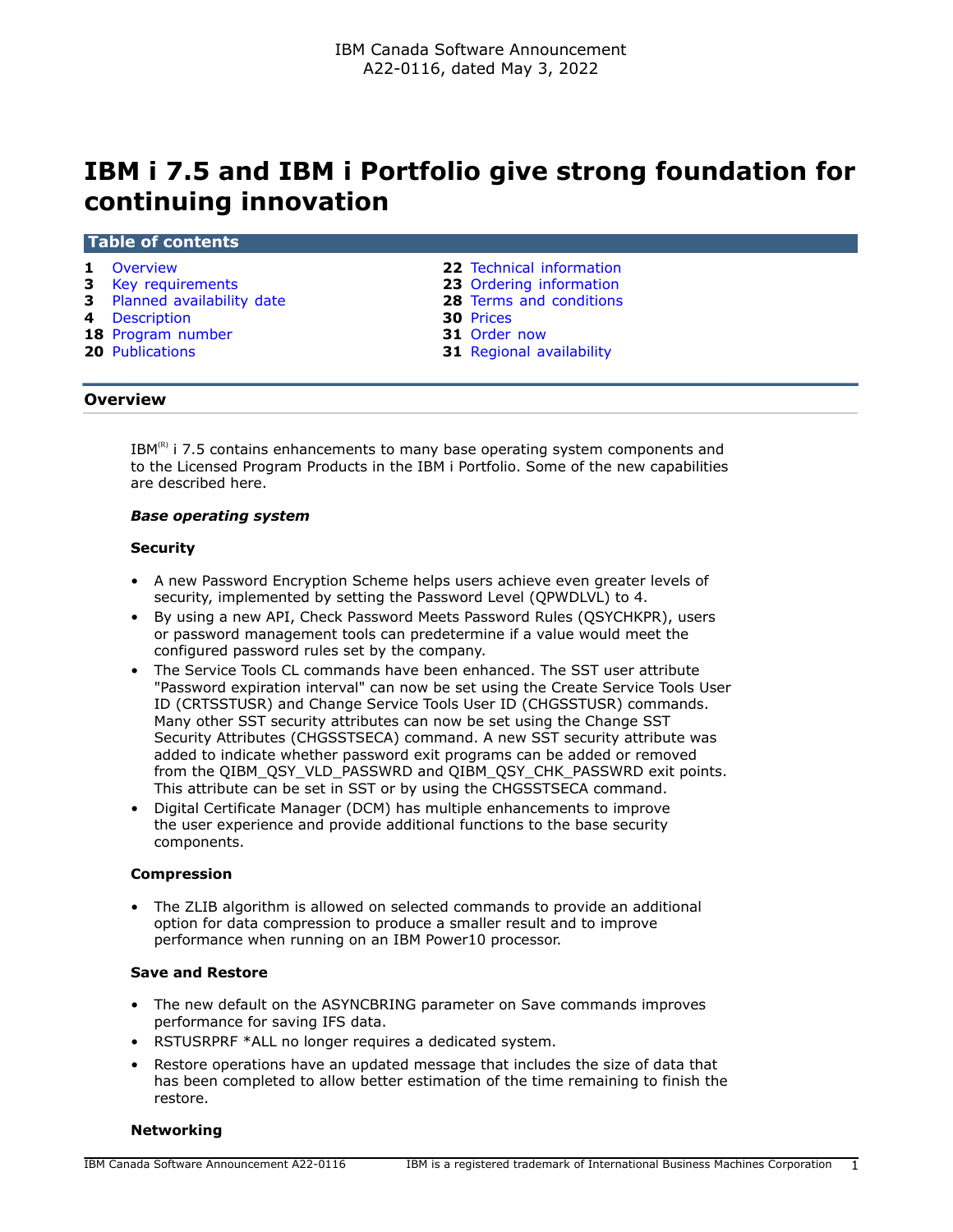IBM Canada Software Announcement
A22-0116, dated May 3, 2022

# IBM i 7.5 and IBM i Portfolio give strong foundation for continuing innovation

## Table of contents

| | | | |
|---|---|---|---|
| 1 | Overview | 22 | Technical information |
| 3 | Key requirements | 23 | Ordering information |
| 3 | Planned availability date | 28 | Terms and conditions |
| 4 | Description | 30 | Prices |
| 18 | Program number | 31 | Order now |
| 20 | Publications | 31 | Regional availability |

## Overview

IBM(R) i 7.5 contains enhancements to many base operating system components and to the Licensed Program Products in the IBM i Portfolio. Some of the new capabilities are described here.

***Base operating system***

**Security**

- A new Password Encryption Scheme helps users achieve even greater levels of security, implemented by setting the Password Level (QPWDLVL) to 4.
- By using a new API, Check Password Meets Password Rules (QSYCHKPR), users or password management tools can predetermine if a value would meet the configured password rules set by the company.
- The Service Tools CL commands have been enhanced. The SST user attribute "Password expiration interval" can now be set using the Create Service Tools User ID (CRTSSTUSR) and Change Service Tools User ID (CHGSSTUSR) commands. Many other SST security attributes can now be set using the Change SST Security Attributes (CHGSSTSECA) command. A new SST security attribute was added to indicate whether password exit programs can be added or removed from the QIBM_QSY_VLD_PASSWRD and QIBM_QSY_CHK_PASSWRD exit points. This attribute can be set in SST or by using the CHGSSTSECA command.
- Digital Certificate Manager (DCM) has multiple enhancements to improve the user experience and provide additional functions to the base security components.

**Compression**

- The ZLIB algorithm is allowed on selected commands to provide an additional option for data compression to produce a smaller result and to improve performance when running on an IBM Power10 processor.

**Save and Restore**

- The new default on the ASYNCBRING parameter on Save commands improves performance for saving IFS data.
- RSTUSRPRF *ALL no longer requires a dedicated system.
- Restore operations have an updated message that includes the size of data that has been completed to allow better estimation of the time remaining to finish the restore.

**Networking**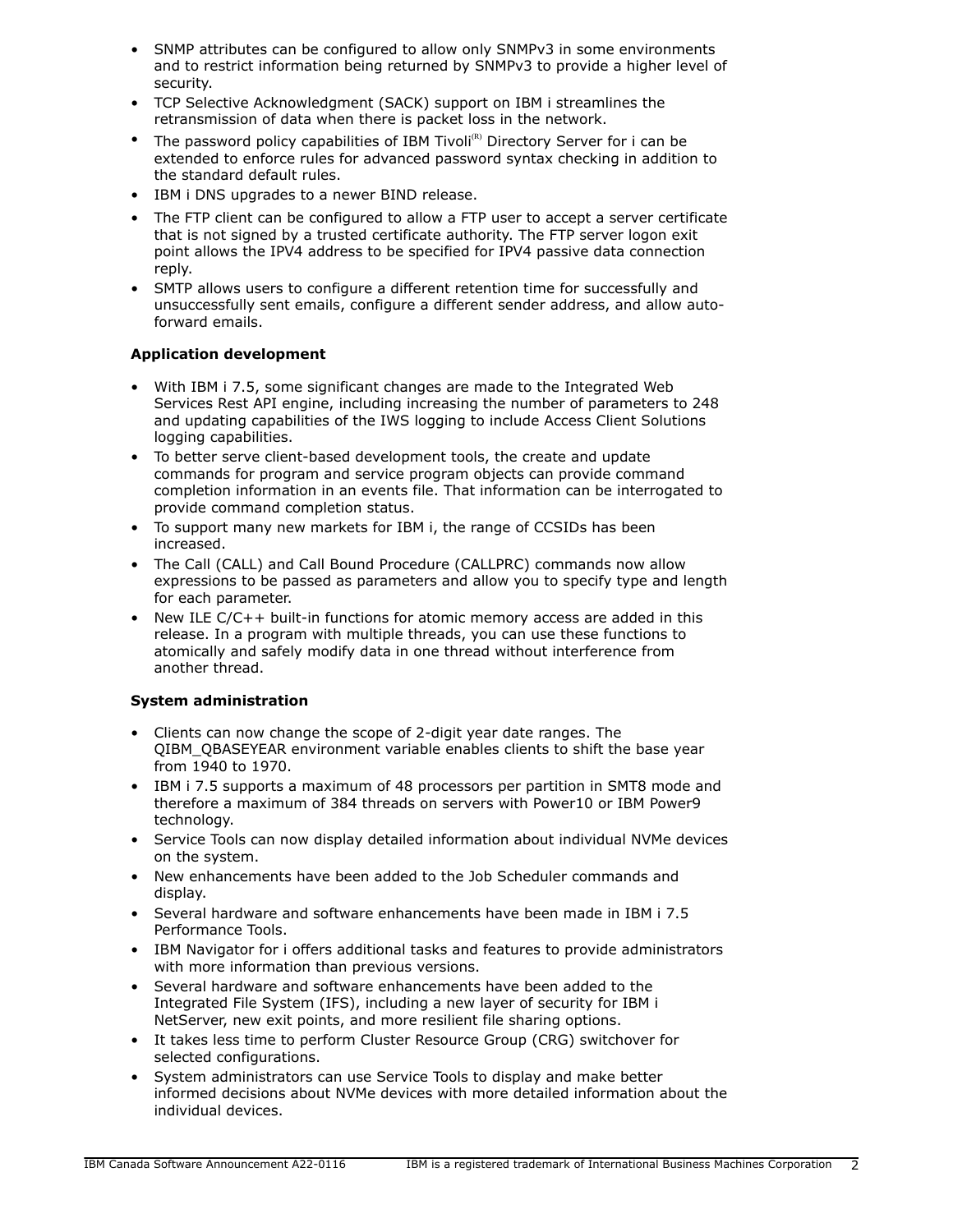- SNMP attributes can be configured to allow only SNMPv3 in some environments and to restrict information being returned by SNMPv3 to provide a higher level of security.
- TCP Selective Acknowledgment (SACK) support on IBM i streamlines the retransmission of data when there is packet loss in the network.
- The password policy capabilities of IBM Tivoli(R) Directory Server for i can be extended to enforce rules for advanced password syntax checking in addition to the standard default rules.
- IBM i DNS upgrades to a newer BIND release.
- The FTP client can be configured to allow a FTP user to accept a server certificate that is not signed by a trusted certificate authority. The FTP server logon exit point allows the IPV4 address to be specified for IPV4 passive data connection reply.
- SMTP allows users to configure a different retention time for successfully and unsuccessfully sent emails, configure a different sender address, and allow auto-forward emails.

**Application development**

- With IBM i 7.5, some significant changes are made to the Integrated Web Services Rest API engine, including increasing the number of parameters to 248 and updating capabilities of the IWS logging to include Access Client Solutions logging capabilities.
- To better serve client-based development tools, the create and update commands for program and service program objects can provide command completion information in an events file. That information can be interrogated to provide command completion status.
- To support many new markets for IBM i, the range of CCSIDs has been increased.
- The Call (CALL) and Call Bound Procedure (CALLPRC) commands now allow expressions to be passed as parameters and allow you to specify type and length for each parameter.
- New ILE C/C++ built-in functions for atomic memory access are added in this release. In a program with multiple threads, you can use these functions to atomically and safely modify data in one thread without interference from another thread.

**System administration**

- Clients can now change the scope of 2-digit year date ranges. The QIBM_QBASEYEAR environment variable enables clients to shift the base year from 1940 to 1970.
- IBM i 7.5 supports a maximum of 48 processors per partition in SMT8 mode and therefore a maximum of 384 threads on servers with Power10 or IBM Power9 technology.
- Service Tools can now display detailed information about individual NVMe devices on the system.
- New enhancements have been added to the Job Scheduler commands and display.
- Several hardware and software enhancements have been made in IBM i 7.5 Performance Tools.
- IBM Navigator for i offers additional tasks and features to provide administrators with more information than previous versions.
- Several hardware and software enhancements have been added to the Integrated File System (IFS), including a new layer of security for IBM i NetServer, new exit points, and more resilient file sharing options.
- It takes less time to perform Cluster Resource Group (CRG) switchover for selected configurations.
- System administrators can use Service Tools to display and make better informed decisions about NVMe devices with more detailed information about the individual devices.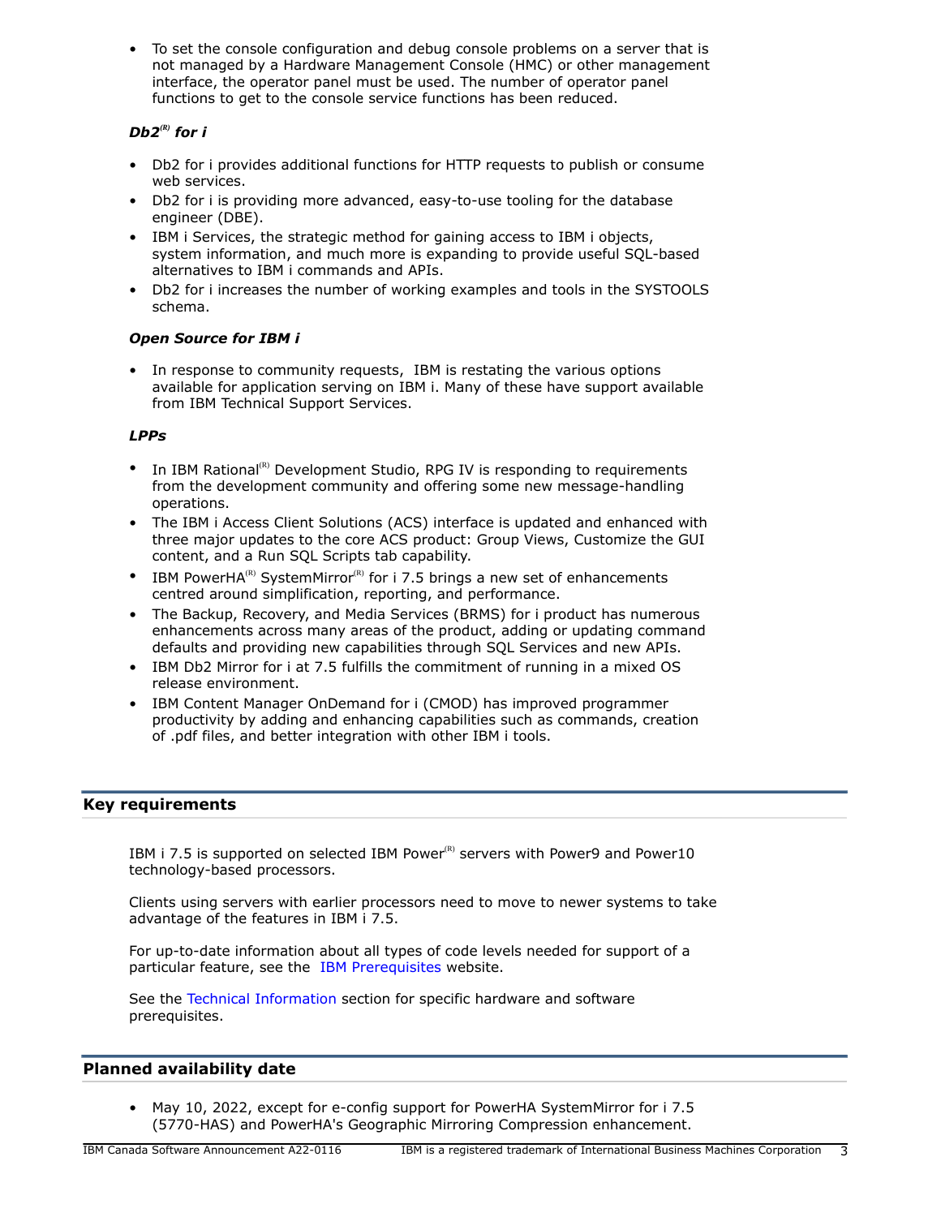- To set the console configuration and debug console problems on a server that is not managed by a Hardware Management Console (HMC) or other management interface, the operator panel must be used. The number of operator panel functions to get to the console service functions has been reduced.

***Db2[(R)] for i***

- Db2 for i provides additional functions for HTTP requests to publish or consume web services.
- Db2 for i is providing more advanced, easy-to-use tooling for the database engineer (DBE).
- IBM i Services, the strategic method for gaining access to IBM i objects, system information, and much more is expanding to provide useful SQL-based alternatives to IBM i commands and APIs.
- Db2 for i increases the number of working examples and tools in the SYSTOOLS schema.

***Open Source for IBM i***

- In response to community requests, IBM is restating the various options available for application serving on IBM i. Many of these have support available from IBM Technical Support Services.

***LPPs***

- In IBM Rational[(R)] Development Studio, RPG IV is responding to requirements from the development community and offering some new message-handling operations.
- The IBM i Access Client Solutions (ACS) interface is updated and enhanced with three major updates to the core ACS product: Group Views, Customize the GUI content, and a Run SQL Scripts tab capability.
- IBM PowerHA[(R)] SystemMirror[(R)] for i 7.5 brings a new set of enhancements centred around simplification, reporting, and performance.
- The Backup, Recovery, and Media Services (BRMS) for i product has numerous enhancements across many areas of the product, adding or updating command defaults and providing new capabilities through SQL Services and new APIs.
- IBM Db2 Mirror for i at 7.5 fulfills the commitment of running in a mixed OS release environment.
- IBM Content Manager OnDemand for i (CMOD) has improved programmer productivity by adding and enhancing capabilities such as commands, creation of .pdf files, and better integration with other IBM i tools.

## Key requirements

IBM i 7.5 is supported on selected IBM Power[(R)] servers with Power9 and Power10 technology-based processors.

Clients using servers with earlier processors need to move to newer systems to take advantage of the features in IBM i 7.5.

For up-to-date information about all types of code levels needed for support of a particular feature, see the IBM Prerequisites website.

See the Technical Information section for specific hardware and software prerequisites.

## Planned availability date

- May 10, 2022, except for e-config support for PowerHA SystemMirror for i 7.5 (5770-HAS) and PowerHA's Geographic Mirroring Compression enhancement.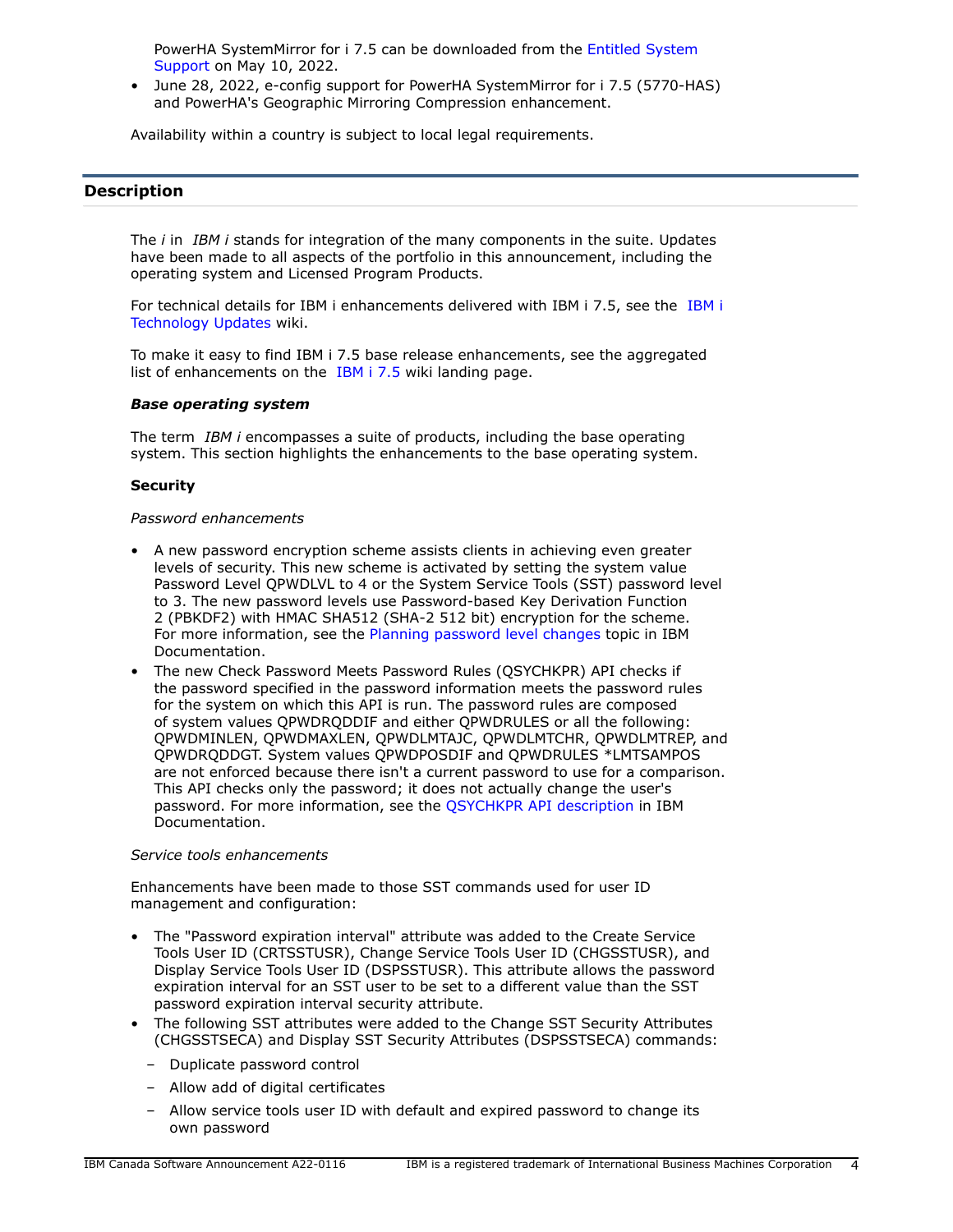PowerHA SystemMirror for i 7.5 can be downloaded from the Entitled System Support on May 10, 2022.

- June 28, 2022, e-config support for PowerHA SystemMirror for i 7.5 (5770-HAS) and PowerHA's Geographic Mirroring Compression enhancement.

Availability within a country is subject to local legal requirements.

## Description

The *i* in *IBM i* stands for integration of the many components in the suite. Updates have been made to all aspects of the portfolio in this announcement, including the operating system and Licensed Program Products.

For technical details for IBM i enhancements delivered with IBM i 7.5, see the IBM i Technology Updates wiki.

To make it easy to find IBM i 7.5 base release enhancements, see the aggregated list of enhancements on the IBM i 7.5 wiki landing page.

***Base operating system***

The term *IBM i* encompasses a suite of products, including the base operating system. This section highlights the enhancements to the base operating system.

**Security**

*Password enhancements*

- A new password encryption scheme assists clients in achieving even greater levels of security. This new scheme is activated by setting the system value Password Level QPWDLVL to 4 or the System Service Tools (SST) password level to 3. The new password levels use Password-based Key Derivation Function 2 (PBKDF2) with HMAC SHA512 (SHA-2 512 bit) encryption for the scheme. For more information, see the Planning password level changes topic in IBM Documentation.
- The new Check Password Meets Password Rules (QSYCHKPR) API checks if the password specified in the password information meets the password rules for the system on which this API is run. The password rules are composed of system values QPWDRQDDIF and either QPWDRULES or all the following: QPWDMINLEN, QPWDMAXLEN, QPWDLMTAJC, QPWDLMTCHR, QPWDLMTREP, and QPWDRQDDGT. System values QPWDPOSDIF and QPWDRULES *LMTSAMPOS are not enforced because there isn't a current password to use for a comparison. This API checks only the password; it does not actually change the user's password. For more information, see the QSYCHKPR API description in IBM Documentation.

*Service tools enhancements*

Enhancements have been made to those SST commands used for user ID management and configuration:

- The "Password expiration interval" attribute was added to the Create Service Tools User ID (CRTSSTUSR), Change Service Tools User ID (CHGSSTUSR), and Display Service Tools User ID (DSPSSTUSR). This attribute allows the password expiration interval for an SST user to be set to a different value than the SST password expiration interval security attribute.
- The following SST attributes were added to the Change SST Security Attributes (CHGSSTSECA) and Display SST Security Attributes (DSPSSTSECA) commands:
  - Duplicate password control
  - Allow add of digital certificates
  - Allow service tools user ID with default and expired password to change its own password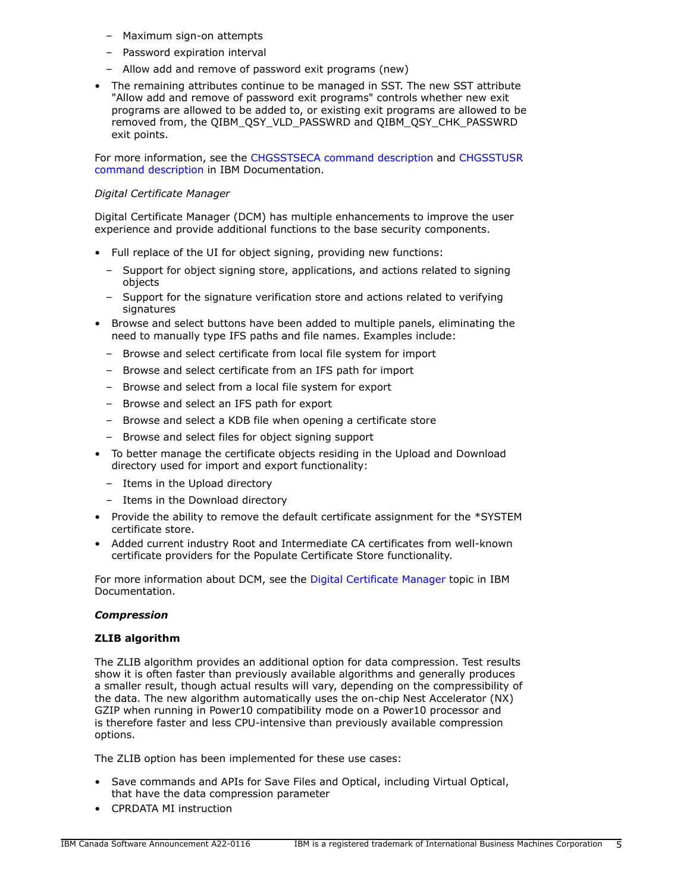- Maximum sign-on attempts
  - Password expiration interval
  - Allow add and remove of password exit programs (new)
- The remaining attributes continue to be managed in SST. The new SST attribute "Allow add and remove of password exit programs" controls whether new exit programs are allowed to be added to, or existing exit programs are allowed to be removed from, the QIBM_QSY_VLD_PASSWRD and QIBM_QSY_CHK_PASSWRD exit points.

For more information, see the CHGSSTSECA command description and CHGSSTUSR command description in IBM Documentation.

*Digital Certificate Manager*

Digital Certificate Manager (DCM) has multiple enhancements to improve the user experience and provide additional functions to the base security components.

- Full replace of the UI for object signing, providing new functions:
  - Support for object signing store, applications, and actions related to signing objects
  - Support for the signature verification store and actions related to verifying signatures
- Browse and select buttons have been added to multiple panels, eliminating the need to manually type IFS paths and file names. Examples include:
  - Browse and select certificate from local file system for import
  - Browse and select certificate from an IFS path for import
  - Browse and select from a local file system for export
  - Browse and select an IFS path for export
  - Browse and select a KDB file when opening a certificate store
  - Browse and select files for object signing support
- To better manage the certificate objects residing in the Upload and Download directory used for import and export functionality:
  - Items in the Upload directory
  - Items in the Download directory
- Provide the ability to remove the default certificate assignment for the *SYSTEM certificate store.
- Added current industry Root and Intermediate CA certificates from well-known certificate providers for the Populate Certificate Store functionality.

For more information about DCM, see the Digital Certificate Manager topic in IBM Documentation.

***Compression***

**ZLIB algorithm**

The ZLIB algorithm provides an additional option for data compression. Test results show it is often faster than previously available algorithms and generally produces a smaller result, though actual results will vary, depending on the compressibility of the data. The new algorithm automatically uses the on-chip Nest Accelerator (NX) GZIP when running in Power10 compatibility mode on a Power10 processor and is therefore faster and less CPU-intensive than previously available compression options.

The ZLIB option has been implemented for these use cases:

- Save commands and APIs for Save Files and Optical, including Virtual Optical, that have the data compression parameter
- CPRDATA MI instruction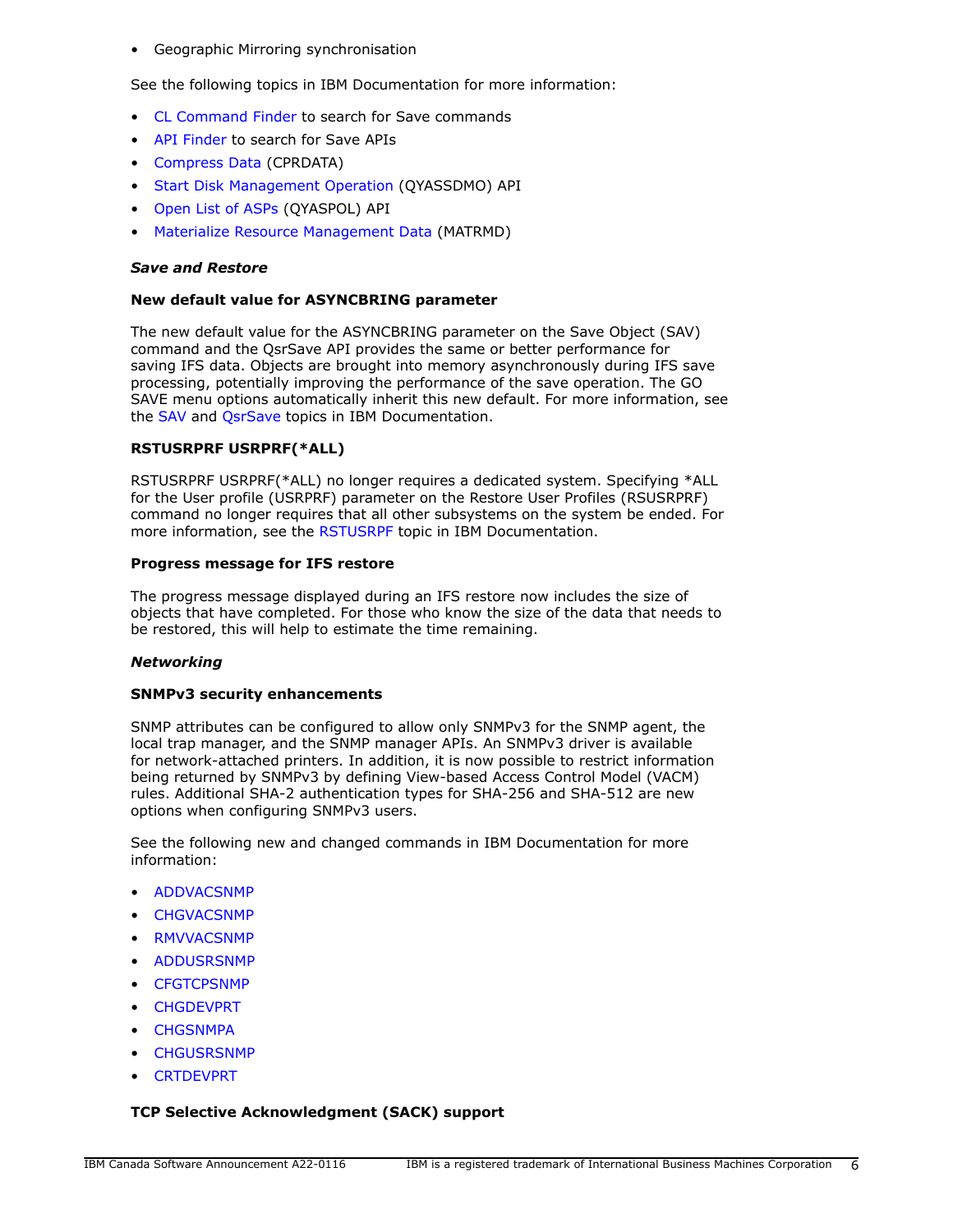- Geographic Mirroring synchronisation

See the following topics in IBM Documentation for more information:

- CL Command Finder to search for Save commands
- API Finder to search for Save APIs
- Compress Data (CPRDATA)
- Start Disk Management Operation (QYASSDMO) API
- Open List of ASPs (QYASPOL) API
- Materialize Resource Management Data (MATRMD)

***Save and Restore***

**New default value for ASYNCBRING parameter**

The new default value for the ASYNCBRING parameter on the Save Object (SAV) command and the QsrSave API provides the same or better performance for saving IFS data. Objects are brought into memory asynchronously during IFS save processing, potentially improving the performance of the save operation. The GO SAVE menu options automatically inherit this new default. For more information, see the SAV and QsrSave topics in IBM Documentation.

**RSTUSRPRF USRPRF(*ALL)**

RSTUSRPRF USRPRF(*ALL) no longer requires a dedicated system. Specifying *ALL for the User profile (USRPRF) parameter on the Restore User Profiles (RSUSRPRF) command no longer requires that all other subsystems on the system be ended. For more information, see the RSTUSRPF topic in IBM Documentation.

**Progress message for IFS restore**

The progress message displayed during an IFS restore now includes the size of objects that have completed. For those who know the size of the data that needs to be restored, this will help to estimate the time remaining.

***Networking***

**SNMPv3 security enhancements**

SNMP attributes can be configured to allow only SNMPv3 for the SNMP agent, the local trap manager, and the SNMP manager APIs. An SNMPv3 driver is available for network-attached printers. In addition, it is now possible to restrict information being returned by SNMPv3 by defining View-based Access Control Model (VACM) rules. Additional SHA-2 authentication types for SHA-256 and SHA-512 are new options when configuring SNMPv3 users.

See the following new and changed commands in IBM Documentation for more information:

- ADDVACSNMP
- CHGVACSNMP
- RMVVACSNMP
- ADDUSRSNMP
- CFGTCPSNMP
- CHGDEVPRT
- CHGSNMPA
- CHGUSRSNMP
- CRTDEVPRT

**TCP Selective Acknowledgment (SACK) support**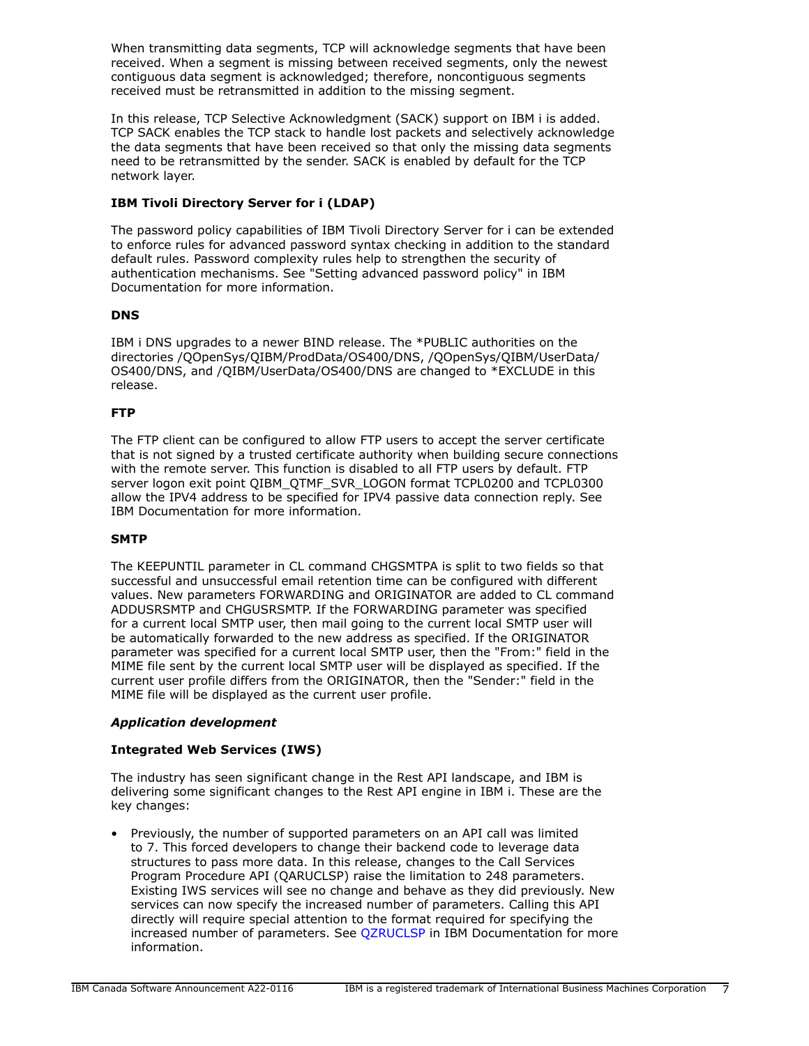When transmitting data segments, TCP will acknowledge segments that have been received. When a segment is missing between received segments, only the newest contiguous data segment is acknowledged; therefore, noncontiguous segments received must be retransmitted in addition to the missing segment.

In this release, TCP Selective Acknowledgment (SACK) support on IBM i is added. TCP SACK enables the TCP stack to handle lost packets and selectively acknowledge the data segments that have been received so that only the missing data segments need to be retransmitted by the sender. SACK is enabled by default for the TCP network layer.

**IBM Tivoli Directory Server for i (LDAP)**

The password policy capabilities of IBM Tivoli Directory Server for i can be extended to enforce rules for advanced password syntax checking in addition to the standard default rules. Password complexity rules help to strengthen the security of authentication mechanisms. See "Setting advanced password policy" in IBM Documentation for more information.

**DNS**

IBM i DNS upgrades to a newer BIND release. The *PUBLIC authorities on the directories /QOpenSys/QIBM/ProdData/OS400/DNS, /QOpenSys/QIBM/UserData/OS400/DNS, and /QIBM/UserData/OS400/DNS are changed to *EXCLUDE in this release.

**FTP**

The FTP client can be configured to allow FTP users to accept the server certificate that is not signed by a trusted certificate authority when building secure connections with the remote server. This function is disabled to all FTP users by default. FTP server logon exit point QIBM_QTMF_SVR_LOGON format TCPL0200 and TCPL0300 allow the IPV4 address to be specified for IPV4 passive data connection reply. See IBM Documentation for more information.

**SMTP**

The KEEPUNTIL parameter in CL command CHGSMTPA is split to two fields so that successful and unsuccessful email retention time can be configured with different values. New parameters FORWARDING and ORIGINATOR are added to CL command ADDUSRSMTP and CHGUSRSMTP. If the FORWARDING parameter was specified for a current local SMTP user, then mail going to the current local SMTP user will be automatically forwarded to the new address as specified. If the ORIGINATOR parameter was specified for a current local SMTP user, then the "From:" field in the MIME file sent by the current local SMTP user will be displayed as specified. If the current user profile differs from the ORIGINATOR, then the "Sender:" field in the MIME file will be displayed as the current user profile.

***Application development***

**Integrated Web Services (IWS)**

The industry has seen significant change in the Rest API landscape, and IBM is delivering some significant changes to the Rest API engine in IBM i. These are the key changes:

- Previously, the number of supported parameters on an API call was limited to 7. This forced developers to change their backend code to leverage data structures to pass more data. In this release, changes to the Call Services Program Procedure API (QARUCLSP) raise the limitation to 248 parameters. Existing IWS services will see no change and behave as they did previously. New services can now specify the increased number of parameters. Calling this API directly will require special attention to the format required for specifying the increased number of parameters. See QZRUCLSP in IBM Documentation for more information.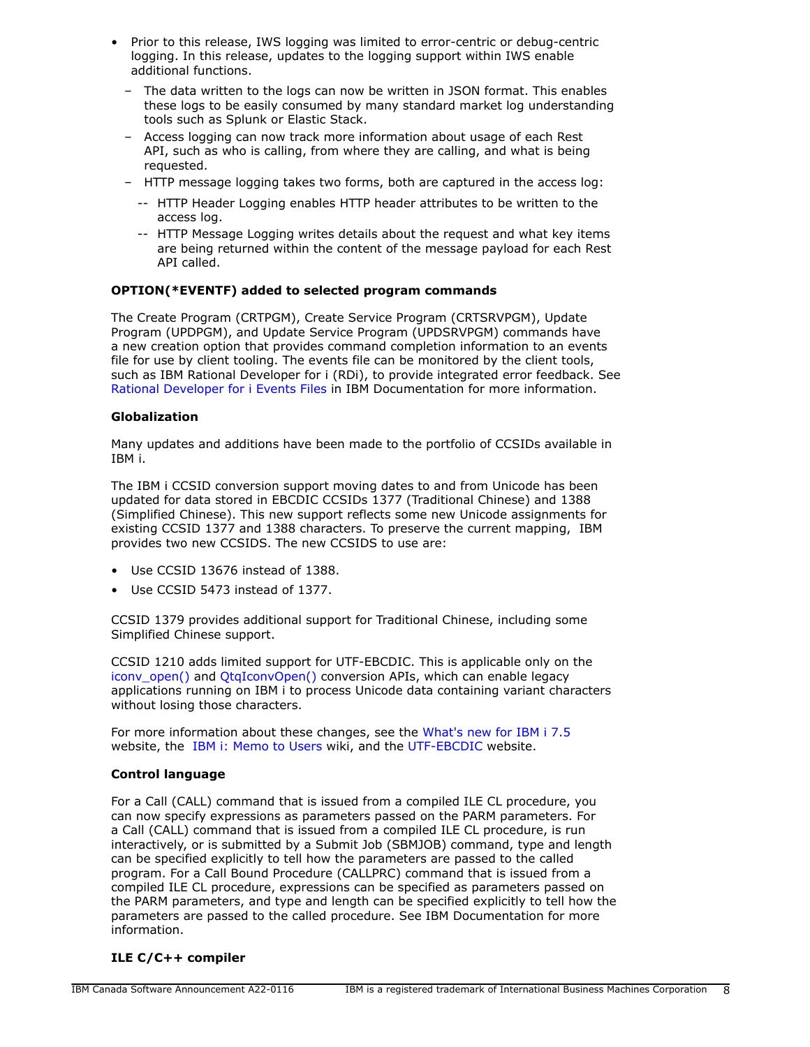- Prior to this release, IWS logging was limited to error-centric or debug-centric logging. In this release, updates to the logging support within IWS enable additional functions.
  - The data written to the logs can now be written in JSON format. This enables these logs to be easily consumed by many standard market log understanding tools such as Splunk or Elastic Stack.
  - Access logging can now track more information about usage of each Rest API, such as who is calling, from where they are calling, and what is being requested.
  - HTTP message logging takes two forms, both are captured in the access log:
    - HTTP Header Logging enables HTTP header attributes to be written to the access log.
    - HTTP Message Logging writes details about the request and what key items are being returned within the content of the message payload for each Rest API called.

**OPTION(*EVENTF) added to selected program commands**

The Create Program (CRTPGM), Create Service Program (CRTSRVPGM), Update Program (UPDPGM), and Update Service Program (UPDSRVPGM) commands have a new creation option that provides command completion information to an events file for use by client tooling. The events file can be monitored by the client tools, such as IBM Rational Developer for i (RDi), to provide integrated error feedback. See Rational Developer for i Events Files in IBM Documentation for more information.

**Globalization**

Many updates and additions have been made to the portfolio of CCSIDs available in IBM i.

The IBM i CCSID conversion support moving dates to and from Unicode has been updated for data stored in EBCDIC CCSIDs 1377 (Traditional Chinese) and 1388 (Simplified Chinese). This new support reflects some new Unicode assignments for existing CCSID 1377 and 1388 characters. To preserve the current mapping, IBM provides two new CCSIDS. The new CCSIDS to use are:

- Use CCSID 13676 instead of 1388.
- Use CCSID 5473 instead of 1377.

CCSID 1379 provides additional support for Traditional Chinese, including some Simplified Chinese support.

CCSID 1210 adds limited support for UTF-EBCDIC. This is applicable only on the iconv_open() and QtqIconvOpen() conversion APIs, which can enable legacy applications running on IBM i to process Unicode data containing variant characters without losing those characters.

For more information about these changes, see the What's new for IBM i 7.5 website, the IBM i: Memo to Users wiki, and the UTF-EBCDIC website.

**Control language**

For a Call (CALL) command that is issued from a compiled ILE CL procedure, you can now specify expressions as parameters passed on the PARM parameters. For a Call (CALL) command that is issued from a compiled ILE CL procedure, is run interactively, or is submitted by a Submit Job (SBMJOB) command, type and length can be specified explicitly to tell how the parameters are passed to the called program. For a Call Bound Procedure (CALLPRC) command that is issued from a compiled ILE CL procedure, expressions can be specified as parameters passed on the PARM parameters, and type and length can be specified explicitly to tell how the parameters are passed to the called procedure. See IBM Documentation for more information.

**ILE C/C++ compiler**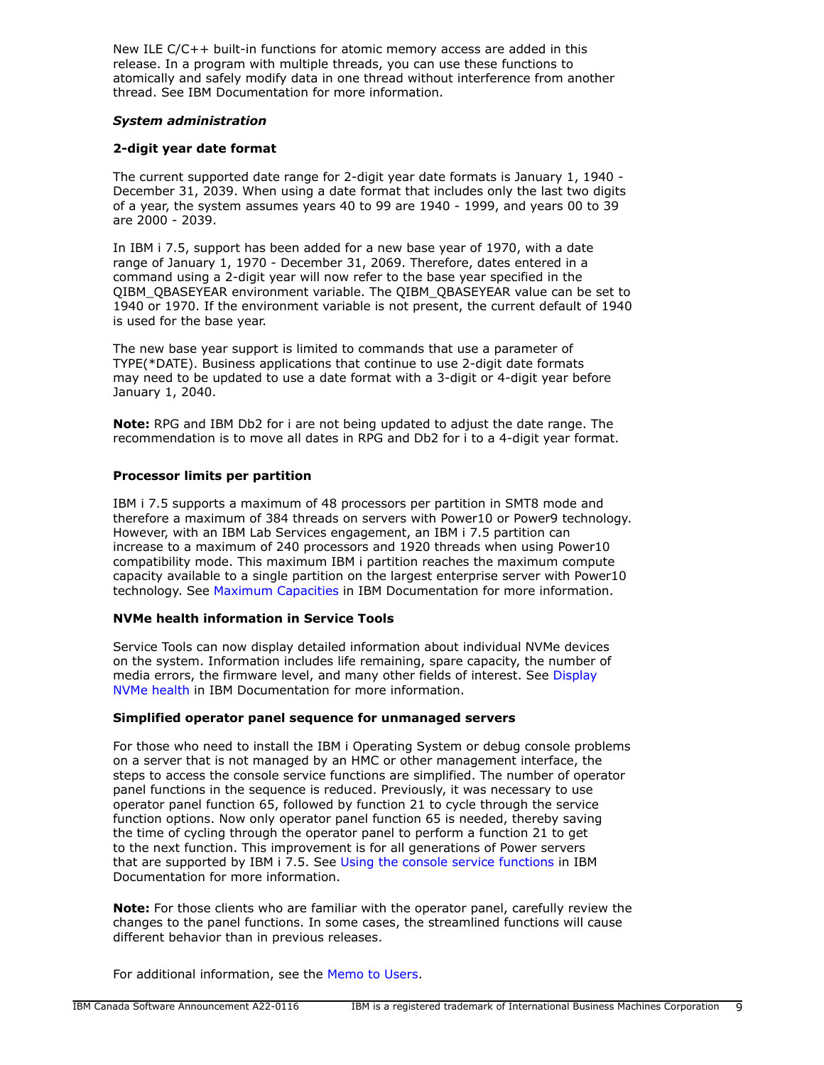New ILE C/C++ built-in functions for atomic memory access are added in this release. In a program with multiple threads, you can use these functions to atomically and safely modify data in one thread without interference from another thread. See IBM Documentation for more information.

***System administration***

**2-digit year date format**

The current supported date range for 2-digit year date formats is January 1, 1940 - December 31, 2039. When using a date format that includes only the last two digits of a year, the system assumes years 40 to 99 are 1940 - 1999, and years 00 to 39 are 2000 - 2039.

In IBM i 7.5, support has been added for a new base year of 1970, with a date range of January 1, 1970 - December 31, 2069. Therefore, dates entered in a command using a 2-digit year will now refer to the base year specified in the QIBM_QBASEYEAR environment variable. The QIBM_QBASEYEAR value can be set to 1940 or 1970. If the environment variable is not present, the current default of 1940 is used for the base year.

The new base year support is limited to commands that use a parameter of TYPE(*DATE). Business applications that continue to use 2-digit date formats may need to be updated to use a date format with a 3-digit or 4-digit year before January 1, 2040.

**Note:** RPG and IBM Db2 for i are not being updated to adjust the date range. The recommendation is to move all dates in RPG and Db2 for i to a 4-digit year format.

**Processor limits per partition**

IBM i 7.5 supports a maximum of 48 processors per partition in SMT8 mode and therefore a maximum of 384 threads on servers with Power10 or Power9 technology. However, with an IBM Lab Services engagement, an IBM i 7.5 partition can increase to a maximum of 240 processors and 1920 threads when using Power10 compatibility mode. This maximum IBM i partition reaches the maximum compute capacity available to a single partition on the largest enterprise server with Power10 technology. See Maximum Capacities in IBM Documentation for more information.

**NVMe health information in Service Tools**

Service Tools can now display detailed information about individual NVMe devices on the system. Information includes life remaining, spare capacity, the number of media errors, the firmware level, and many other fields of interest. See Display NVMe health in IBM Documentation for more information.

**Simplified operator panel sequence for unmanaged servers**

For those who need to install the IBM i Operating System or debug console problems on a server that is not managed by an HMC or other management interface, the steps to access the console service functions are simplified. The number of operator panel functions in the sequence is reduced. Previously, it was necessary to use operator panel function 65, followed by function 21 to cycle through the service function options. Now only operator panel function 65 is needed, thereby saving the time of cycling through the operator panel to perform a function 21 to get to the next function. This improvement is for all generations of Power servers that are supported by IBM i 7.5. See Using the console service functions in IBM Documentation for more information.

**Note:** For those clients who are familiar with the operator panel, carefully review the changes to the panel functions. In some cases, the streamlined functions will cause different behavior than in previous releases.

For additional information, see the Memo to Users.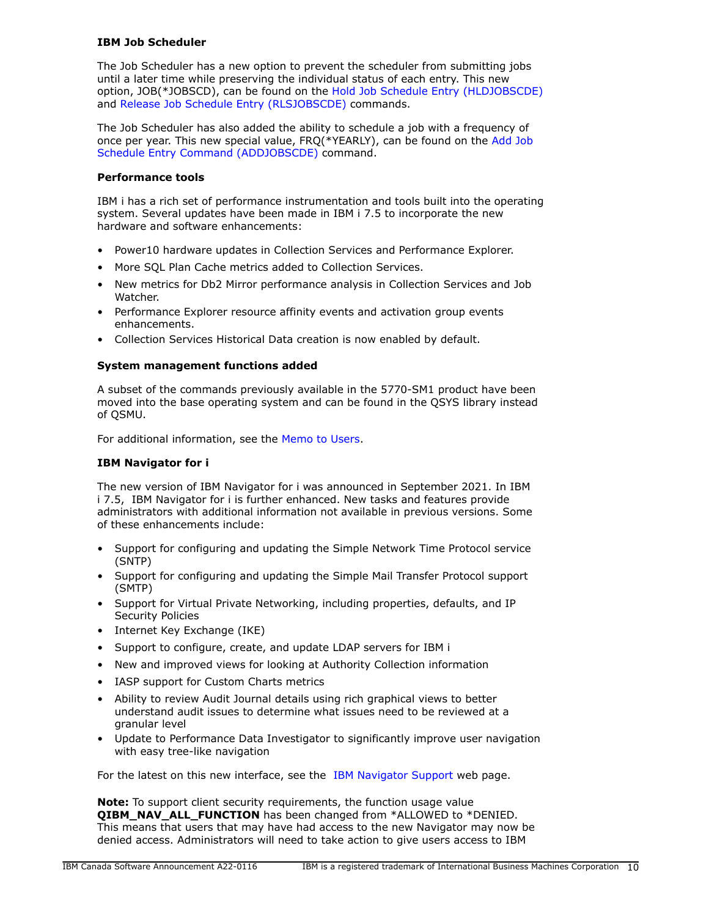**IBM Job Scheduler**

The Job Scheduler has a new option to prevent the scheduler from submitting jobs until a later time while preserving the individual status of each entry. This new option, JOB(*JOBSCD), can be found on the Hold Job Schedule Entry (HLDJOBSCDE) and Release Job Schedule Entry (RLSJOBSCDE) commands.

The Job Scheduler has also added the ability to schedule a job with a frequency of once per year. This new special value, FRQ(*YEARLY), can be found on the Add Job Schedule Entry Command (ADDJOBSCDE) command.

**Performance tools**

IBM i has a rich set of performance instrumentation and tools built into the operating system. Several updates have been made in IBM i 7.5 to incorporate the new hardware and software enhancements:

- Power10 hardware updates in Collection Services and Performance Explorer.
- More SQL Plan Cache metrics added to Collection Services.
- New metrics for Db2 Mirror performance analysis in Collection Services and Job Watcher.
- Performance Explorer resource affinity events and activation group events enhancements.
- Collection Services Historical Data creation is now enabled by default.

**System management functions added**

A subset of the commands previously available in the 5770-SM1 product have been moved into the base operating system and can be found in the QSYS library instead of QSMU.

For additional information, see the Memo to Users.

**IBM Navigator for i**

The new version of IBM Navigator for i was announced in September 2021. In IBM i 7.5, IBM Navigator for i is further enhanced. New tasks and features provide administrators with additional information not available in previous versions. Some of these enhancements include:

- Support for configuring and updating the Simple Network Time Protocol service (SNTP)
- Support for configuring and updating the Simple Mail Transfer Protocol support (SMTP)
- Support for Virtual Private Networking, including properties, defaults, and IP Security Policies
- Internet Key Exchange (IKE)
- Support to configure, create, and update LDAP servers for IBM i
- New and improved views for looking at Authority Collection information
- IASP support for Custom Charts metrics
- Ability to review Audit Journal details using rich graphical views to better understand audit issues to determine what issues need to be reviewed at a granular level
- Update to Performance Data Investigator to significantly improve user navigation with easy tree-like navigation

For the latest on this new interface, see the IBM Navigator Support web page.

**Note:** To support client security requirements, the function usage value **QIBM_NAV_ALL_FUNCTION** has been changed from *ALLOWED to *DENIED. This means that users that may have had access to the new Navigator may now be denied access. Administrators will need to take action to give users access to IBM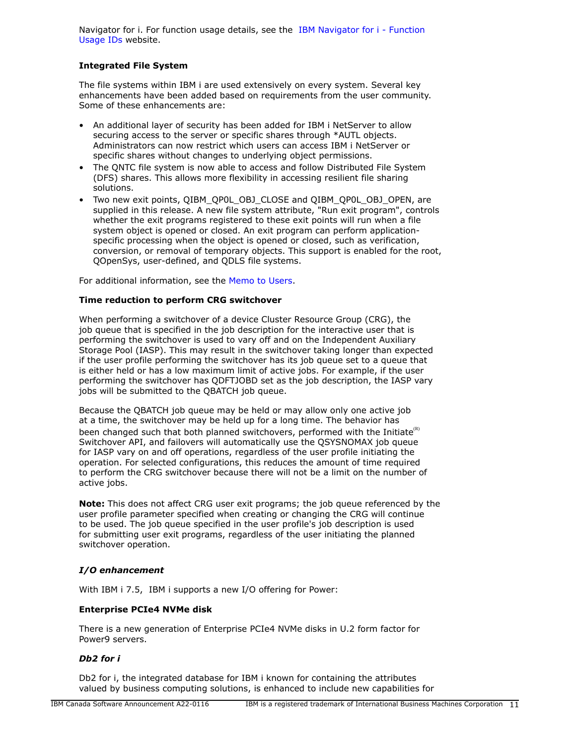Navigator for i. For function usage details, see the IBM Navigator for i - Function Usage IDs website.

**Integrated File System**

The file systems within IBM i are used extensively on every system. Several key enhancements have been added based on requirements from the user community. Some of these enhancements are:

- An additional layer of security has been added for IBM i NetServer to allow securing access to the server or specific shares through *AUTL objects. Administrators can now restrict which users can access IBM i NetServer or specific shares without changes to underlying object permissions.
- The QNTC file system is now able to access and follow Distributed File System (DFS) shares. This allows more flexibility in accessing resilient file sharing solutions.
- Two new exit points, QIBM_QP0L_OBJ_CLOSE and QIBM_QP0L_OBJ_OPEN, are supplied in this release. A new file system attribute, "Run exit program", controls whether the exit programs registered to these exit points will run when a file system object is opened or closed. An exit program can perform application-specific processing when the object is opened or closed, such as verification, conversion, or removal of temporary objects. This support is enabled for the root, QOpenSys, user-defined, and QDLS file systems.

For additional information, see the Memo to Users.

**Time reduction to perform CRG switchover**

When performing a switchover of a device Cluster Resource Group (CRG), the job queue that is specified in the job description for the interactive user that is performing the switchover is used to vary off and on the Independent Auxiliary Storage Pool (IASP). This may result in the switchover taking longer than expected if the user profile performing the switchover has its job queue set to a queue that is either held or has a low maximum limit of active jobs. For example, if the user performing the switchover has QDFTJOBD set as the job description, the IASP vary jobs will be submitted to the QBATCH job queue.

Because the QBATCH job queue may be held or may allow only one active job at a time, the switchover may be held up for a long time. The behavior has been changed such that both planned switchovers, performed with the Initiate(R) Switchover API, and failovers will automatically use the QSYSNOMAX job queue for IASP vary on and off operations, regardless of the user profile initiating the operation. For selected configurations, this reduces the amount of time required to perform the CRG switchover because there will not be a limit on the number of active jobs.

**Note:** This does not affect CRG user exit programs; the job queue referenced by the user profile parameter specified when creating or changing the CRG will continue to be used. The job queue specified in the user profile's job description is used for submitting user exit programs, regardless of the user initiating the planned switchover operation.

***I/O enhancement***

With IBM i 7.5, IBM i supports a new I/O offering for Power:

**Enterprise PCIe4 NVMe disk**

There is a new generation of Enterprise PCIe4 NVMe disks in U.2 form factor for Power9 servers.

***Db2 for i***

Db2 for i, the integrated database for IBM i known for containing the attributes valued by business computing solutions, is enhanced to include new capabilities for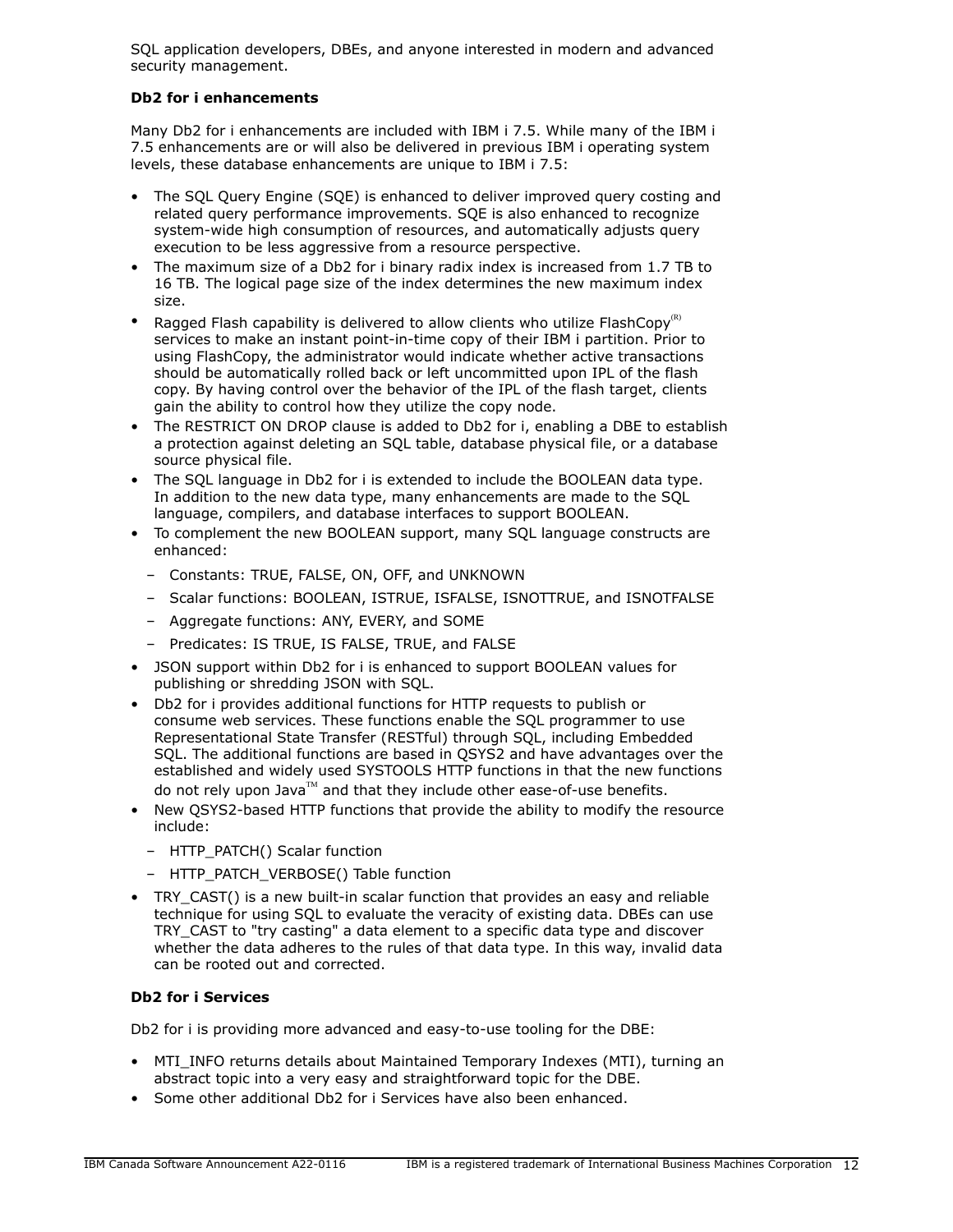SQL application developers, DBEs, and anyone interested in modern and advanced security management.

**Db2 for i enhancements**

Many Db2 for i enhancements are included with IBM i 7.5. While many of the IBM i 7.5 enhancements are or will also be delivered in previous IBM i operating system levels, these database enhancements are unique to IBM i 7.5:

- The SQL Query Engine (SQE) is enhanced to deliver improved query costing and related query performance improvements. SQE is also enhanced to recognize system-wide high consumption of resources, and automatically adjusts query execution to be less aggressive from a resource perspective.
- The maximum size of a Db2 for i binary radix index is increased from 1.7 TB to 16 TB. The logical page size of the index determines the new maximum index size.
- Ragged Flash capability is delivered to allow clients who utilize FlashCopy(R) services to make an instant point-in-time copy of their IBM i partition. Prior to using FlashCopy, the administrator would indicate whether active transactions should be automatically rolled back or left uncommitted upon IPL of the flash copy. By having control over the behavior of the IPL of the flash target, clients gain the ability to control how they utilize the copy node.
- The RESTRICT ON DROP clause is added to Db2 for i, enabling a DBE to establish a protection against deleting an SQL table, database physical file, or a database source physical file.
- The SQL language in Db2 for i is extended to include the BOOLEAN data type. In addition to the new data type, many enhancements are made to the SQL language, compilers, and database interfaces to support BOOLEAN.
- To complement the new BOOLEAN support, many SQL language constructs are enhanced:
  - Constants: TRUE, FALSE, ON, OFF, and UNKNOWN
  - Scalar functions: BOOLEAN, ISTRUE, ISFALSE, ISNOTTRUE, and ISNOTFALSE
  - Aggregate functions: ANY, EVERY, and SOME
  - Predicates: IS TRUE, IS FALSE, TRUE, and FALSE
- JSON support within Db2 for i is enhanced to support BOOLEAN values for publishing or shredding JSON with SQL.
- Db2 for i provides additional functions for HTTP requests to publish or consume web services. These functions enable the SQL programmer to use Representational State Transfer (RESTful) through SQL, including Embedded SQL. The additional functions are based in QSYS2 and have advantages over the established and widely used SYSTOOLS HTTP functions in that the new functions do not rely upon Java(TM) and that they include other ease-of-use benefits.
- New QSYS2-based HTTP functions that provide the ability to modify the resource include:
  - HTTP_PATCH() Scalar function
  - HTTP_PATCH_VERBOSE() Table function
- TRY_CAST() is a new built-in scalar function that provides an easy and reliable technique for using SQL to evaluate the veracity of existing data. DBEs can use TRY_CAST to "try casting" a data element to a specific data type and discover whether the data adheres to the rules of that data type. In this way, invalid data can be rooted out and corrected.

**Db2 for i Services**

Db2 for i is providing more advanced and easy-to-use tooling for the DBE:

- MTI_INFO returns details about Maintained Temporary Indexes (MTI), turning an abstract topic into a very easy and straightforward topic for the DBE.
- Some other additional Db2 for i Services have also been enhanced.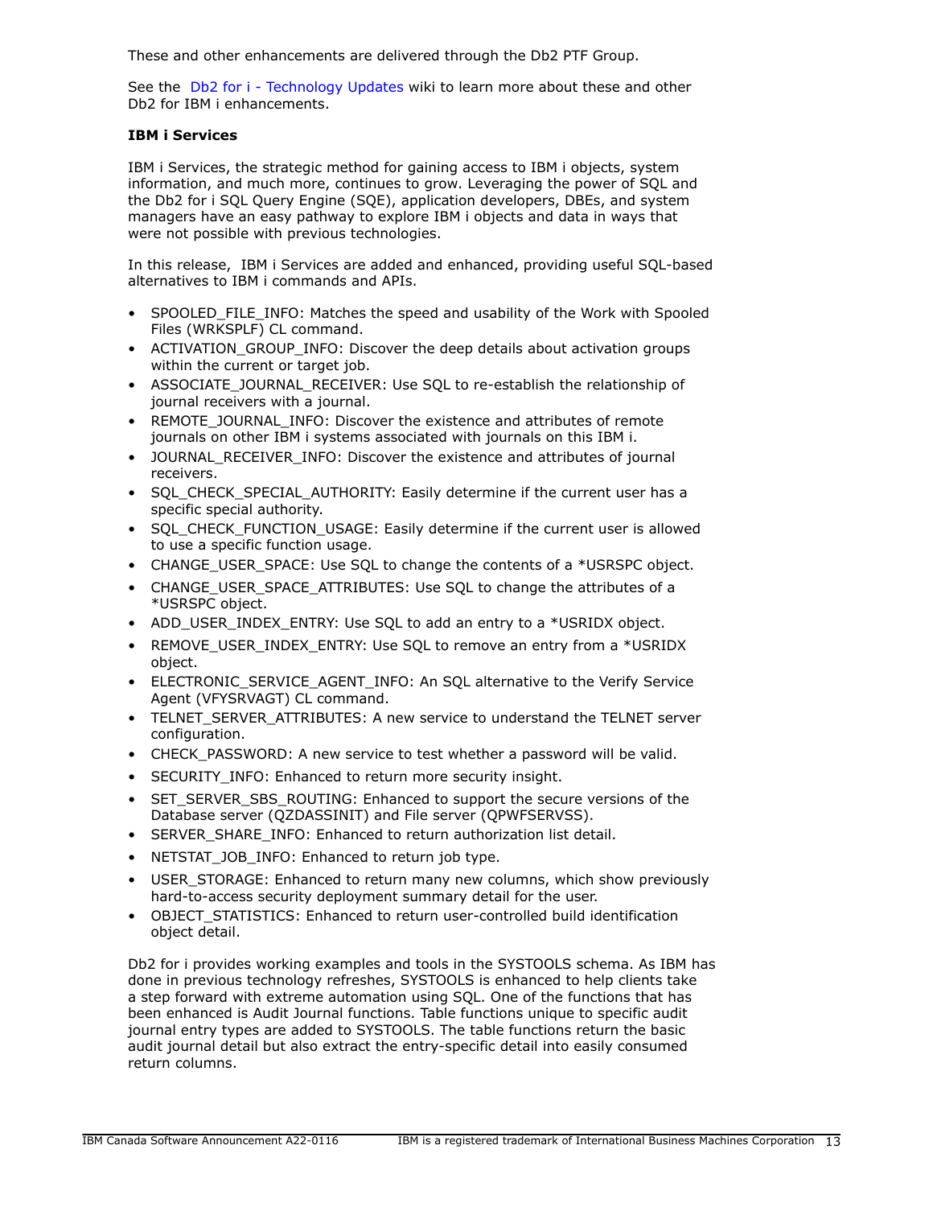These and other enhancements are delivered through the Db2 PTF Group.

See the Db2 for i - Technology Updates wiki to learn more about these and other Db2 for IBM i enhancements.

**IBM i Services**

IBM i Services, the strategic method for gaining access to IBM i objects, system information, and much more, continues to grow. Leveraging the power of SQL and the Db2 for i SQL Query Engine (SQE), application developers, DBEs, and system managers have an easy pathway to explore IBM i objects and data in ways that were not possible with previous technologies.

In this release, IBM i Services are added and enhanced, providing useful SQL-based alternatives to IBM i commands and APIs.

- SPOOLED_FILE_INFO: Matches the speed and usability of the Work with Spooled Files (WRKSPLF) CL command.
- ACTIVATION_GROUP_INFO: Discover the deep details about activation groups within the current or target job.
- ASSOCIATE_JOURNAL_RECEIVER: Use SQL to re-establish the relationship of journal receivers with a journal.
- REMOTE_JOURNAL_INFO: Discover the existence and attributes of remote journals on other IBM i systems associated with journals on this IBM i.
- JOURNAL_RECEIVER_INFO: Discover the existence and attributes of journal receivers.
- SQL_CHECK_SPECIAL_AUTHORITY: Easily determine if the current user has a specific special authority.
- SQL_CHECK_FUNCTION_USAGE: Easily determine if the current user is allowed to use a specific function usage.
- CHANGE_USER_SPACE: Use SQL to change the contents of a *USRSPC object.
- CHANGE_USER_SPACE_ATTRIBUTES: Use SQL to change the attributes of a *USRSPC object.
- ADD_USER_INDEX_ENTRY: Use SQL to add an entry to a *USRIDX object.
- REMOVE_USER_INDEX_ENTRY: Use SQL to remove an entry from a *USRIDX object.
- ELECTRONIC_SERVICE_AGENT_INFO: An SQL alternative to the Verify Service Agent (VFYSRVAGT) CL command.
- TELNET_SERVER_ATTRIBUTES: A new service to understand the TELNET server configuration.
- CHECK_PASSWORD: A new service to test whether a password will be valid.
- SECURITY_INFO: Enhanced to return more security insight.
- SET_SERVER_SBS_ROUTING: Enhanced to support the secure versions of the Database server (QZDASSINIT) and File server (QPWFSERVSS).
- SERVER_SHARE_INFO: Enhanced to return authorization list detail.
- NETSTAT_JOB_INFO: Enhanced to return job type.
- USER_STORAGE: Enhanced to return many new columns, which show previously hard-to-access security deployment summary detail for the user.
- OBJECT_STATISTICS: Enhanced to return user-controlled build identification object detail.

Db2 for i provides working examples and tools in the SYSTOOLS schema. As IBM has done in previous technology refreshes, SYSTOOLS is enhanced to help clients take a step forward with extreme automation using SQL. One of the functions that has been enhanced is Audit Journal functions. Table functions unique to specific audit journal entry types are added to SYSTOOLS. The table functions return the basic audit journal detail but also extract the entry-specific detail into easily consumed return columns.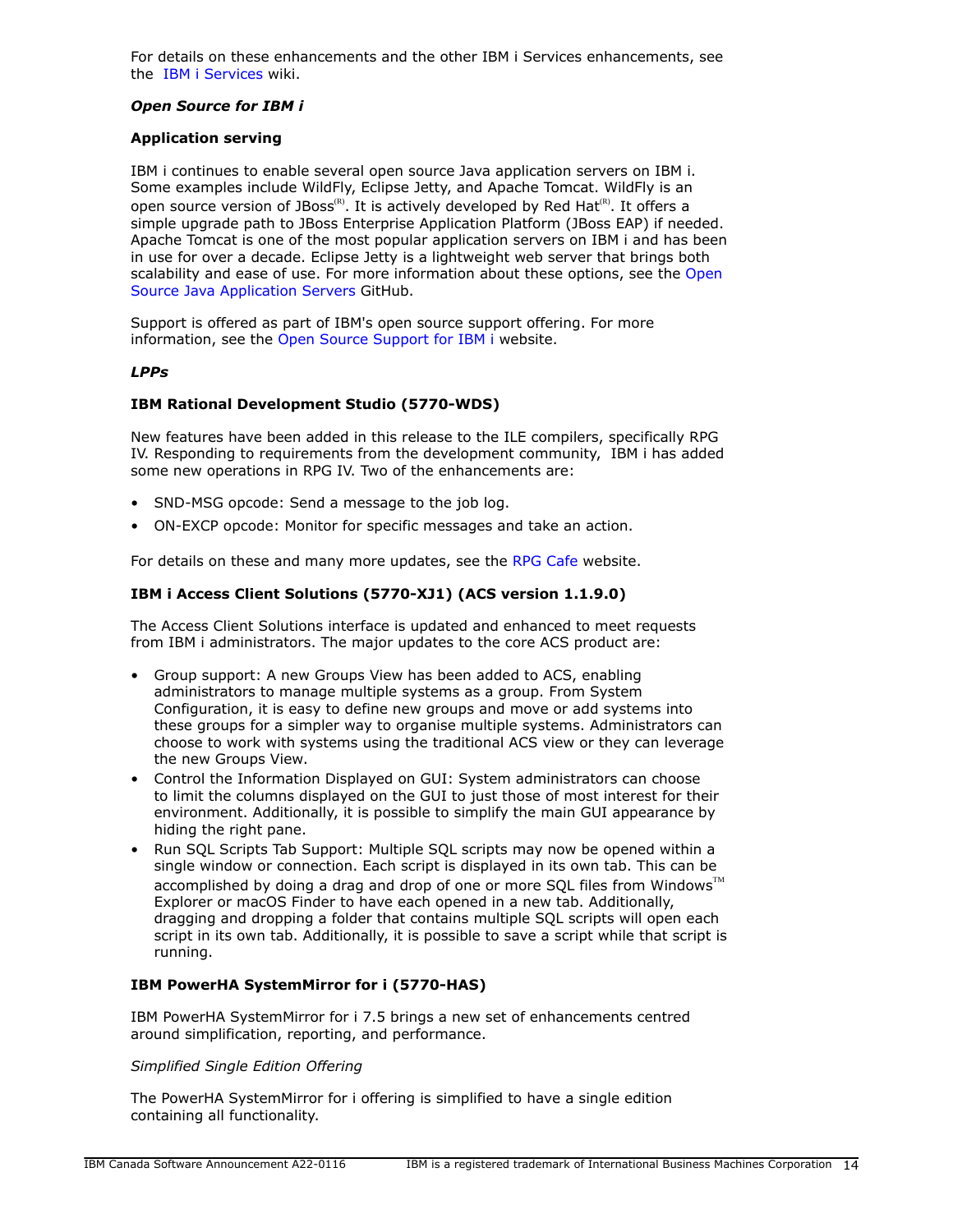For details on these enhancements and the other IBM i Services enhancements, see the IBM i Services wiki.

***Open Source for IBM i***

**Application serving**

IBM i continues to enable several open source Java application servers on IBM i. Some examples include WildFly, Eclipse Jetty, and Apache Tomcat. WildFly is an open source version of JBoss(R). It is actively developed by Red Hat(R). It offers a simple upgrade path to JBoss Enterprise Application Platform (JBoss EAP) if needed. Apache Tomcat is one of the most popular application servers on IBM i and has been in use for over a decade. Eclipse Jetty is a lightweight web server that brings both scalability and ease of use. For more information about these options, see the Open Source Java Application Servers GitHub.

Support is offered as part of IBM's open source support offering. For more information, see the Open Source Support for IBM i website.

***LPPs***

**IBM Rational Development Studio (5770-WDS)**

New features have been added in this release to the ILE compilers, specifically RPG IV. Responding to requirements from the development community, IBM i has added some new operations in RPG IV. Two of the enhancements are:

- SND-MSG opcode: Send a message to the job log.
- ON-EXCP opcode: Monitor for specific messages and take an action.

For details on these and many more updates, see the RPG Cafe website.

**IBM i Access Client Solutions (5770-XJ1) (ACS version 1.1.9.0)**

The Access Client Solutions interface is updated and enhanced to meet requests from IBM i administrators. The major updates to the core ACS product are:

- Group support: A new Groups View has been added to ACS, enabling administrators to manage multiple systems as a group. From System Configuration, it is easy to define new groups and move or add systems into these groups for a simpler way to organise multiple systems. Administrators can choose to work with systems using the traditional ACS view or they can leverage the new Groups View.
- Control the Information Displayed on GUI: System administrators can choose to limit the columns displayed on the GUI to just those of most interest for their environment. Additionally, it is possible to simplify the main GUI appearance by hiding the right pane.
- Run SQL Scripts Tab Support: Multiple SQL scripts may now be opened within a single window or connection. Each script is displayed in its own tab. This can be accomplished by doing a drag and drop of one or more SQL files from Windows(TM) Explorer or macOS Finder to have each opened in a new tab. Additionally, dragging and dropping a folder that contains multiple SQL scripts will open each script in its own tab. Additionally, it is possible to save a script while that script is running.

**IBM PowerHA SystemMirror for i (5770-HAS)**

IBM PowerHA SystemMirror for i 7.5 brings a new set of enhancements centred around simplification, reporting, and performance.

*Simplified Single Edition Offering*

The PowerHA SystemMirror for i offering is simplified to have a single edition containing all functionality.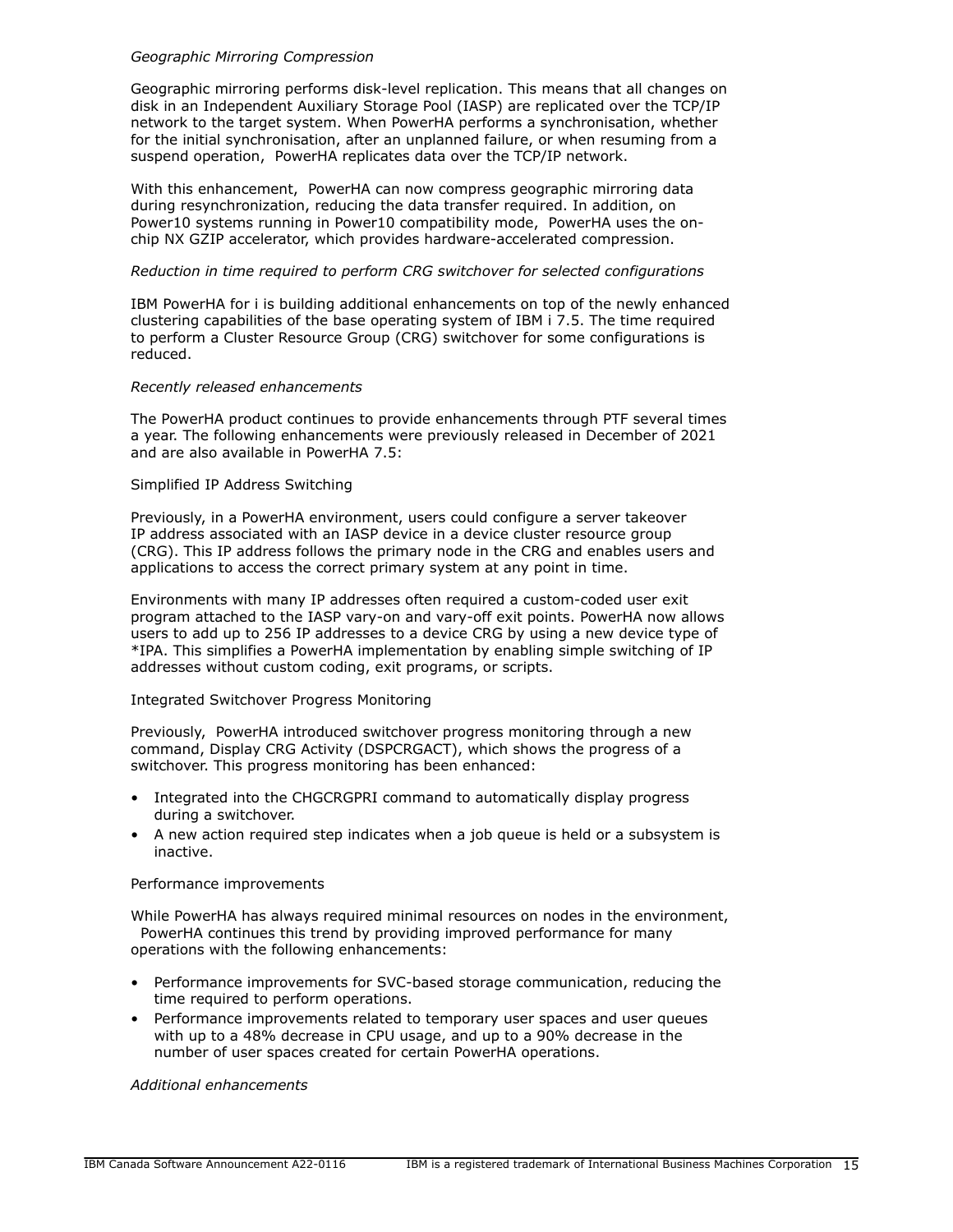*Geographic Mirroring Compression*

Geographic mirroring performs disk-level replication. This means that all changes on disk in an Independent Auxiliary Storage Pool (IASP) are replicated over the TCP/IP network to the target system. When PowerHA performs a synchronisation, whether for the initial synchronisation, after an unplanned failure, or when resuming from a suspend operation, PowerHA replicates data over the TCP/IP network.

With this enhancement, PowerHA can now compress geographic mirroring data during resynchronization, reducing the data transfer required. In addition, on Power10 systems running in Power10 compatibility mode, PowerHA uses the on-chip NX GZIP accelerator, which provides hardware-accelerated compression.

*Reduction in time required to perform CRG switchover for selected configurations*

IBM PowerHA for i is building additional enhancements on top of the newly enhanced clustering capabilities of the base operating system of IBM i 7.5. The time required to perform a Cluster Resource Group (CRG) switchover for some configurations is reduced.

*Recently released enhancements*

The PowerHA product continues to provide enhancements through PTF several times a year. The following enhancements were previously released in December of 2021 and are also available in PowerHA 7.5:

Simplified IP Address Switching

Previously, in a PowerHA environment, users could configure a server takeover IP address associated with an IASP device in a device cluster resource group (CRG). This IP address follows the primary node in the CRG and enables users and applications to access the correct primary system at any point in time.

Environments with many IP addresses often required a custom-coded user exit program attached to the IASP vary-on and vary-off exit points. PowerHA now allows users to add up to 256 IP addresses to a device CRG by using a new device type of *IPA. This simplifies a PowerHA implementation by enabling simple switching of IP addresses without custom coding, exit programs, or scripts.

Integrated Switchover Progress Monitoring

Previously, PowerHA introduced switchover progress monitoring through a new command, Display CRG Activity (DSPCRGACT), which shows the progress of a switchover. This progress monitoring has been enhanced:

- Integrated into the CHGCRGPRI command to automatically display progress during a switchover.
- A new action required step indicates when a job queue is held or a subsystem is inactive.

Performance improvements

While PowerHA has always required minimal resources on nodes in the environment, PowerHA continues this trend by providing improved performance for many operations with the following enhancements:

- Performance improvements for SVC-based storage communication, reducing the time required to perform operations.
- Performance improvements related to temporary user spaces and user queues with up to a 48% decrease in CPU usage, and up to a 90% decrease in the number of user spaces created for certain PowerHA operations.

*Additional enhancements*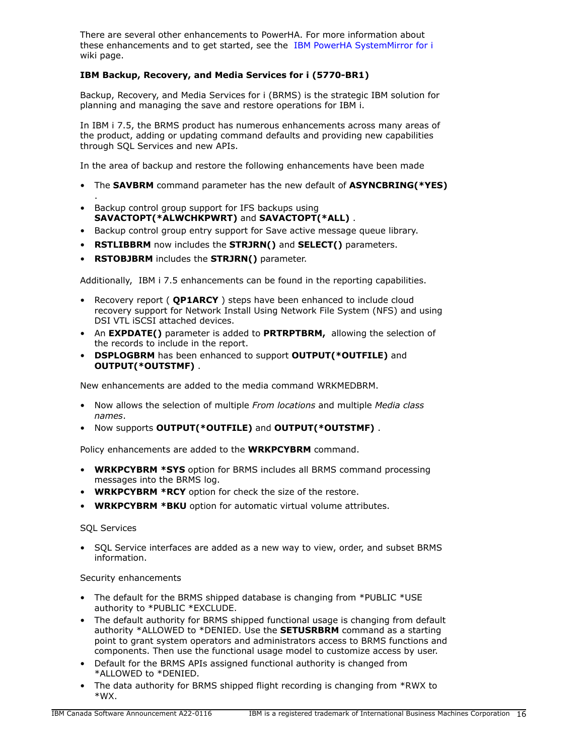There are several other enhancements to PowerHA. For more information about these enhancements and to get started, see the IBM PowerHA SystemMirror for i wiki page.

**IBM Backup, Recovery, and Media Services for i (5770-BR1)**

Backup, Recovery, and Media Services for i (BRMS) is the strategic IBM solution for planning and managing the save and restore operations for IBM i.

In IBM i 7.5, the BRMS product has numerous enhancements across many areas of the product, adding or updating command defaults and providing new capabilities through SQL Services and new APIs.

In the area of backup and restore the following enhancements have been made

- The **SAVBRM** command parameter has the new default of **ASYNCBRING(*YES)** .
- Backup control group support for IFS backups using **SAVACTOPT(*ALWCHKPWRT)** and **SAVACTOPT(*ALL)** .
- Backup control group entry support for Save active message queue library.
- **RSTLIBBRM** now includes the **STRJRN()** and **SELECT()** parameters.
- **RSTOBJBRM** includes the **STRJRN()** parameter.

Additionally, IBM i 7.5 enhancements can be found in the reporting capabilities.

- Recovery report ( **QP1ARCY** ) steps have been enhanced to include cloud recovery support for Network Install Using Network File System (NFS) and using DSI VTL iSCSI attached devices.
- An **EXPDATE()** parameter is added to **PRTRPTBRM,** allowing the selection of the records to include in the report.
- **DSPLOGBRM** has been enhanced to support **OUTPUT(*OUTFILE)** and **OUTPUT(*OUTSTMF)** .

New enhancements are added to the media command WRKMEDBRM.

- Now allows the selection of multiple *From locations* and multiple *Media class names*.
- Now supports **OUTPUT(*OUTFILE)** and **OUTPUT(*OUTSTMF)** .

Policy enhancements are added to the **WRKPCYBRM** command.

- **WRKPCYBRM *SYS** option for BRMS includes all BRMS command processing messages into the BRMS log.
- **WRKPCYBRM *RCY** option for check the size of the restore.
- **WRKPCYBRM *BKU** option for automatic virtual volume attributes.

SQL Services

- SQL Service interfaces are added as a new way to view, order, and subset BRMS information.

Security enhancements

- The default for the BRMS shipped database is changing from *PUBLIC *USE authority to *PUBLIC *EXCLUDE.
- The default authority for BRMS shipped functional usage is changing from default authority *ALLOWED to *DENIED. Use the **SETUSRBRM** command as a starting point to grant system operators and administrators access to BRMS functions and components. Then use the functional usage model to customize access by user.
- Default for the BRMS APIs assigned functional authority is changed from *ALLOWED to *DENIED.
- The data authority for BRMS shipped flight recording is changing from *RWX to *WX.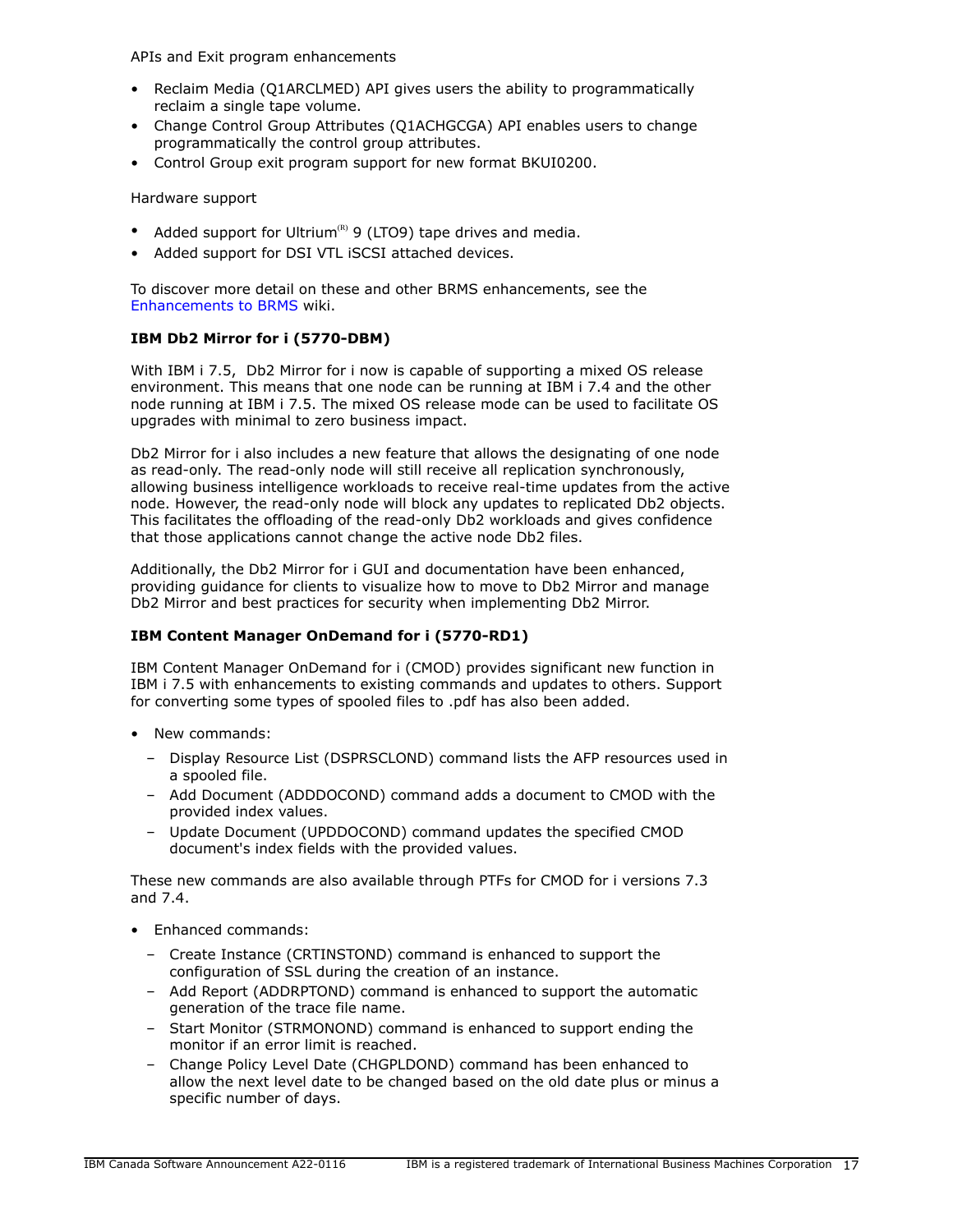APIs and Exit program enhancements

- Reclaim Media (Q1ARCLMED) API gives users the ability to programmatically reclaim a single tape volume.
- Change Control Group Attributes (Q1ACHGCGA) API enables users to change programmatically the control group attributes.
- Control Group exit program support for new format BKUI0200.

Hardware support

- Added support for Ultrium(R) 9 (LTO9) tape drives and media.
- Added support for DSI VTL iSCSI attached devices.

To discover more detail on these and other BRMS enhancements, see the Enhancements to BRMS wiki.

**IBM Db2 Mirror for i (5770-DBM)**

With IBM i 7.5, Db2 Mirror for i now is capable of supporting a mixed OS release environment. This means that one node can be running at IBM i 7.4 and the other node running at IBM i 7.5. The mixed OS release mode can be used to facilitate OS upgrades with minimal to zero business impact.

Db2 Mirror for i also includes a new feature that allows the designating of one node as read-only. The read-only node will still receive all replication synchronously, allowing business intelligence workloads to receive real-time updates from the active node. However, the read-only node will block any updates to replicated Db2 objects. This facilitates the offloading of the read-only Db2 workloads and gives confidence that those applications cannot change the active node Db2 files.

Additionally, the Db2 Mirror for i GUI and documentation have been enhanced, providing guidance for clients to visualize how to move to Db2 Mirror and manage Db2 Mirror and best practices for security when implementing Db2 Mirror.

**IBM Content Manager OnDemand for i (5770-RD1)**

IBM Content Manager OnDemand for i (CMOD) provides significant new function in IBM i 7.5 with enhancements to existing commands and updates to others. Support for converting some types of spooled files to .pdf has also been added.

- New commands:
  - Display Resource List (DSPRSCLOND) command lists the AFP resources used in a spooled file.
  - Add Document (ADDDOCOND) command adds a document to CMOD with the provided index values.
  - Update Document (UPDDOCOND) command updates the specified CMOD document's index fields with the provided values.

These new commands are also available through PTFs for CMOD for i versions 7.3 and 7.4.

- Enhanced commands:
  - Create Instance (CRTINSTOND) command is enhanced to support the configuration of SSL during the creation of an instance.
  - Add Report (ADDRPTOND) command is enhanced to support the automatic generation of the trace file name.
  - Start Monitor (STRMONOND) command is enhanced to support ending the monitor if an error limit is reached.
  - Change Policy Level Date (CHGPLDOND) command has been enhanced to allow the next level date to be changed based on the old date plus or minus a specific number of days.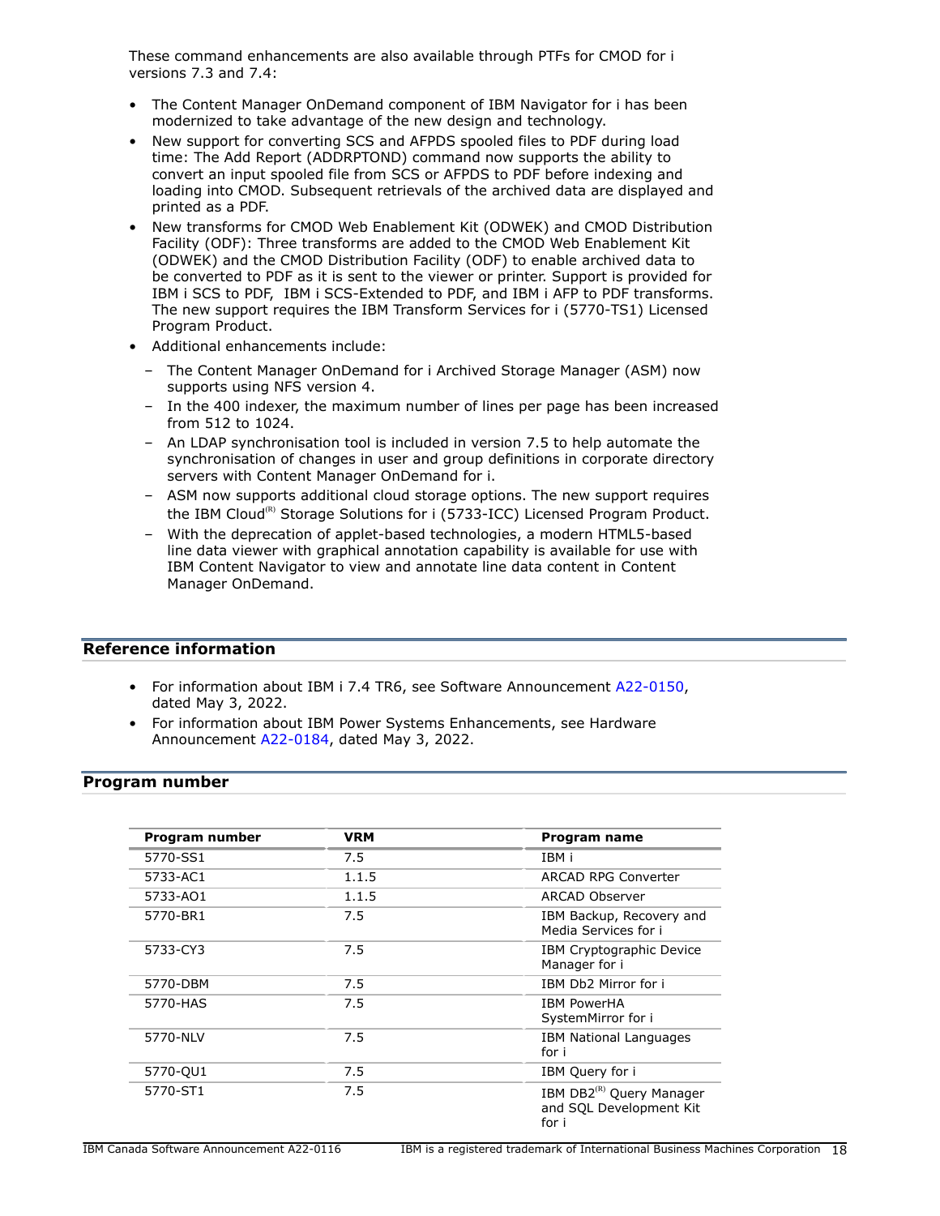These command enhancements are also available through PTFs for CMOD for i versions 7.3 and 7.4:

- The Content Manager OnDemand component of IBM Navigator for i has been modernized to take advantage of the new design and technology.
- New support for converting SCS and AFPDS spooled files to PDF during load time: The Add Report (ADDRPTOND) command now supports the ability to convert an input spooled file from SCS or AFPDS to PDF before indexing and loading into CMOD. Subsequent retrievals of the archived data are displayed and printed as a PDF.
- New transforms for CMOD Web Enablement Kit (ODWEK) and CMOD Distribution Facility (ODF): Three transforms are added to the CMOD Web Enablement Kit (ODWEK) and the CMOD Distribution Facility (ODF) to enable archived data to be converted to PDF as it is sent to the viewer or printer. Support is provided for IBM i SCS to PDF, IBM i SCS-Extended to PDF, and IBM i AFP to PDF transforms. The new support requires the IBM Transform Services for i (5770-TS1) Licensed Program Product.
- Additional enhancements include:
  - The Content Manager OnDemand for i Archived Storage Manager (ASM) now supports using NFS version 4.
  - In the 400 indexer, the maximum number of lines per page has been increased from 512 to 1024.
  - An LDAP synchronisation tool is included in version 7.5 to help automate the synchronisation of changes in user and group definitions in corporate directory servers with Content Manager OnDemand for i.
  - ASM now supports additional cloud storage options. The new support requires the IBM Cloud(R) Storage Solutions for i (5733-ICC) Licensed Program Product.
  - With the deprecation of applet-based technologies, a modern HTML5-based line data viewer with graphical annotation capability is available for use with IBM Content Navigator to view and annotate line data content in Content Manager OnDemand.

## Reference information

- For information about IBM i 7.4 TR6, see Software Announcement A22-0150, dated May 3, 2022.
- For information about IBM Power Systems Enhancements, see Hardware Announcement A22-0184, dated May 3, 2022.

## Program number

| Program number | VRM | Program name |
|---|---|---|
| 5770-SS1 | 7.5 | IBM i |
| 5733-AC1 | 1.1.5 | ARCAD RPG Converter |
| 5733-AO1 | 1.1.5 | ARCAD Observer |
| 5770-BR1 | 7.5 | IBM Backup, Recovery and Media Services for i |
| 5733-CY3 | 7.5 | IBM Cryptographic Device Manager for i |
| 5770-DBM | 7.5 | IBM Db2 Mirror for i |
| 5770-HAS | 7.5 | IBM PowerHA SystemMirror for i |
| 5770-NLV | 7.5 | IBM National Languages for i |
| 5770-QU1 | 7.5 | IBM Query for i |
| 5770-ST1 | 7.5 | IBM DB2(R) Query Manager and SQL Development Kit for i |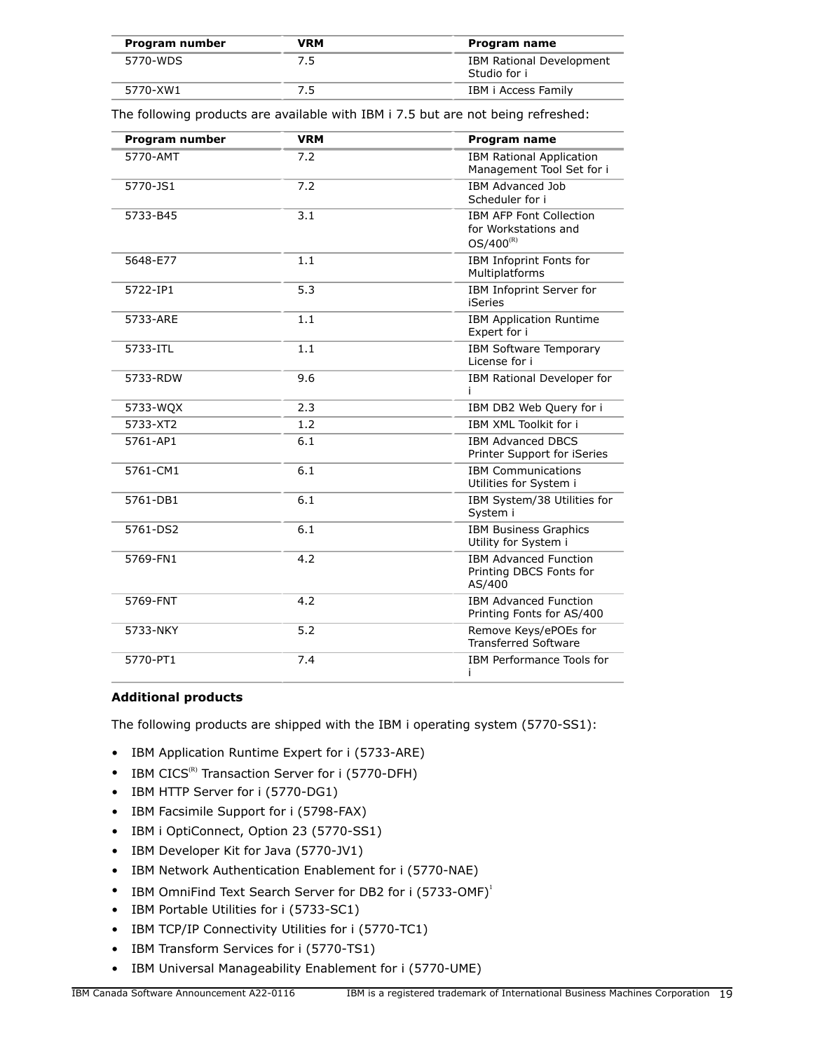| Program number | VRM | Program name |
|---|---|---|
| 5770-WDS | 7.5 | IBM Rational Development Studio for i |
| 5770-XW1 | 7.5 | IBM i Access Family |

The following products are available with IBM i 7.5 but are not being refreshed:

| Program number | VRM | Program name |
|---|---|---|
| 5770-AMT | 7.2 | IBM Rational Application Management Tool Set for i |
| 5770-JS1 | 7.2 | IBM Advanced Job Scheduler for i |
| 5733-B45 | 3.1 | IBM AFP Font Collection for Workstations and OS/400(R) |
| 5648-E77 | 1.1 | IBM Infoprint Fonts for Multiplatforms |
| 5722-IP1 | 5.3 | IBM Infoprint Server for iSeries |
| 5733-ARE | 1.1 | IBM Application Runtime Expert for i |
| 5733-ITL | 1.1 | IBM Software Temporary License for i |
| 5733-RDW | 9.6 | IBM Rational Developer for i |
| 5733-WQX | 2.3 | IBM DB2 Web Query for i |
| 5733-XT2 | 1.2 | IBM XML Toolkit for i |
| 5761-AP1 | 6.1 | IBM Advanced DBCS Printer Support for iSeries |
| 5761-CM1 | 6.1 | IBM Communications Utilities for System i |
| 5761-DB1 | 6.1 | IBM System/38 Utilities for System i |
| 5761-DS2 | 6.1 | IBM Business Graphics Utility for System i |
| 5769-FN1 | 4.2 | IBM Advanced Function Printing DBCS Fonts for AS/400 |
| 5769-FNT | 4.2 | IBM Advanced Function Printing Fonts for AS/400 |
| 5733-NKY | 5.2 | Remove Keys/ePOEs for Transferred Software |
| 5770-PT1 | 7.4 | IBM Performance Tools for i |

## Additional products

The following products are shipped with the IBM i operating system (5770-SS1):

- IBM Application Runtime Expert for i (5733-ARE)
- IBM CICS(R) Transaction Server for i (5770-DFH)
- IBM HTTP Server for i (5770-DG1)
- IBM Facsimile Support for i (5798-FAX)
- IBM i OptiConnect, Option 23 (5770-SS1)
- IBM Developer Kit for Java (5770-JV1)
- IBM Network Authentication Enablement for i (5770-NAE)
- IBM OmniFind Text Search Server for DB2 for i (5733-OMF)[1]
- IBM Portable Utilities for i (5733-SC1)
- IBM TCP/IP Connectivity Utilities for i (5770-TC1)
- IBM Transform Services for i (5770-TS1)
- IBM Universal Manageability Enablement for i (5770-UME)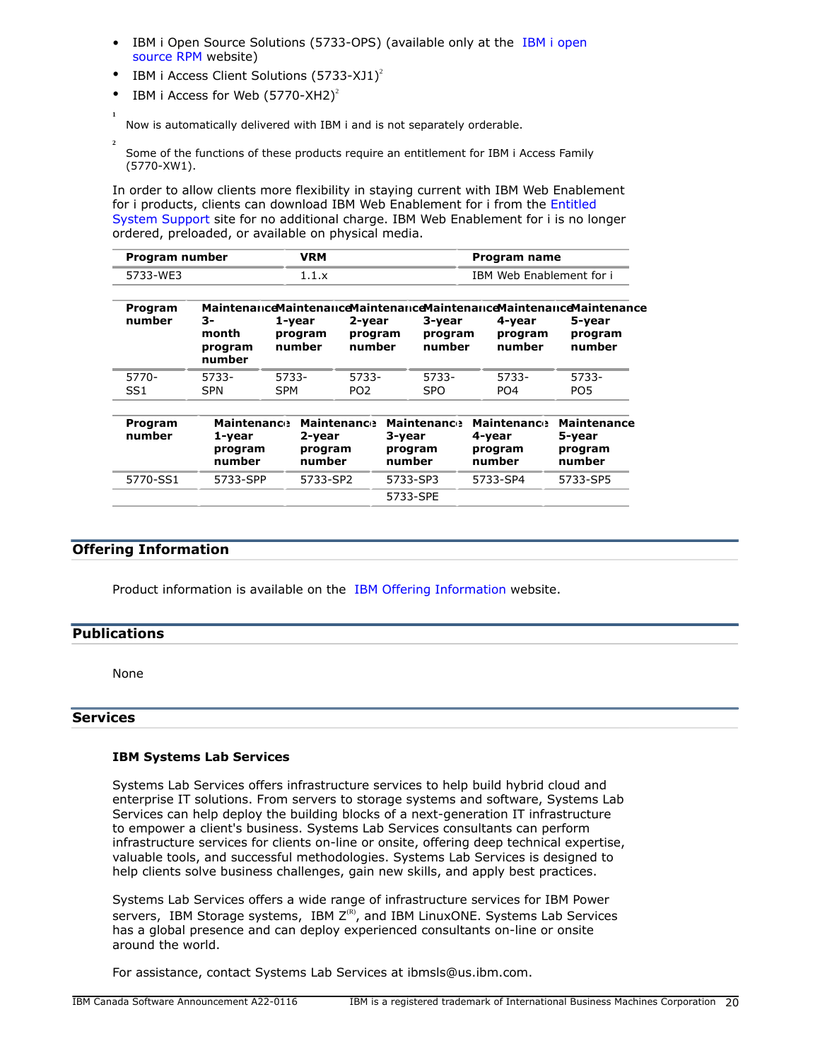- IBM i Open Source Solutions (5733-OPS) (available only at the IBM i open source RPM website)
- IBM i Access Client Solutions (5733-XJ1)[2]
- IBM i Access for Web (5770-XH2)[2]

[1] Now is automatically delivered with IBM i and is not separately orderable.

[2] Some of the functions of these products require an entitlement for IBM i Access Family (5770-XW1).

In order to allow clients more flexibility in staying current with IBM Web Enablement for i products, clients can download IBM Web Enablement for i from the Entitled System Support site for no additional charge. IBM Web Enablement for i is no longer ordered, preloaded, or available on physical media.

| Program number | VRM | Program name |
|---|---|---|
| 5733-WE3 | 1.1.x | IBM Web Enablement for i |

| Program number | Maintenance 3-month program number | Maintenance 1-year program number | Maintenance 2-year program number | Maintenance 3-year program number | Maintenance 4-year program number | Maintenance 5-year program number |
|---|---|---|---|---|---|---|
| 5770-SS1 | 5733-SPN | 5733-SPM | 5733-PO2 | 5733-SPO | 5733-PO4 | 5733-PO5 |

| Program number | Maintenance 1-year program number | Maintenance 2-year program number | Maintenance 3-year program number | Maintenance 4-year program number | Maintenance 5-year program number |
|---|---|---|---|---|---|
| 5770-SS1 | 5733-SPP | 5733-SP2 | 5733-SP3 | 5733-SP4 | 5733-SP5 |
| | | | 5733-SPE | | |

## Offering Information

Product information is available on the IBM Offering Information website.

## Publications

None

## Services

### IBM Systems Lab Services

Systems Lab Services offers infrastructure services to help build hybrid cloud and enterprise IT solutions. From servers to storage systems and software, Systems Lab Services can help deploy the building blocks of a next-generation IT infrastructure to empower a client's business. Systems Lab Services consultants can perform infrastructure services for clients on-line or onsite, offering deep technical expertise, valuable tools, and successful methodologies. Systems Lab Services is designed to help clients solve business challenges, gain new skills, and apply best practices.

Systems Lab Services offers a wide range of infrastructure services for IBM Power servers, IBM Storage systems, IBM Z(R), and IBM LinuxONE. Systems Lab Services has a global presence and can deploy experienced consultants on-line or onsite around the world.

For assistance, contact Systems Lab Services at ibmsls@us.ibm.com.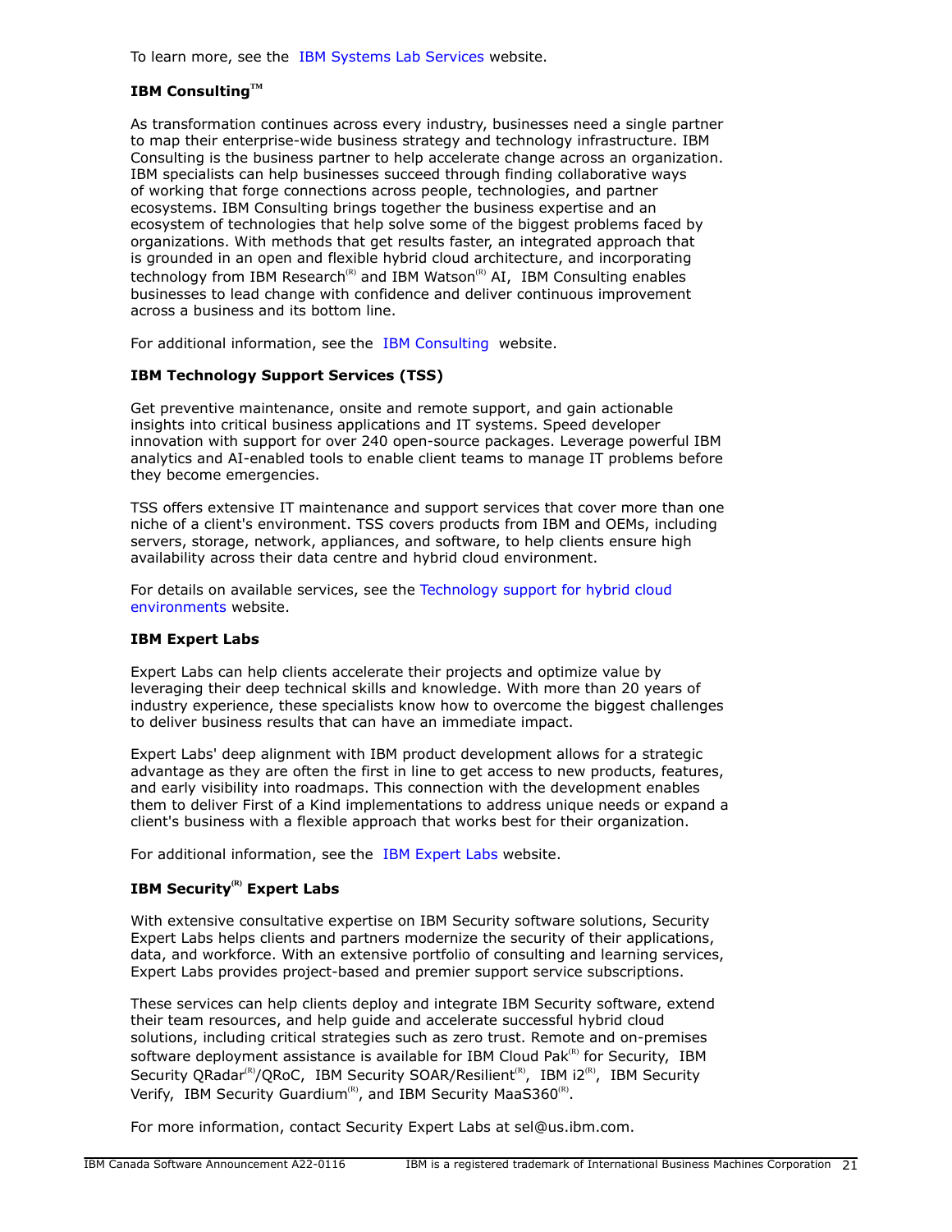To learn more, see the IBM Systems Lab Services website.

**IBM Consulting™**

As transformation continues across every industry, businesses need a single partner to map their enterprise-wide business strategy and technology infrastructure. IBM Consulting is the business partner to help accelerate change across an organization. IBM specialists can help businesses succeed through finding collaborative ways of working that forge connections across people, technologies, and partner ecosystems. IBM Consulting brings together the business expertise and an ecosystem of technologies that help solve some of the biggest problems faced by organizations. With methods that get results faster, an integrated approach that is grounded in an open and flexible hybrid cloud architecture, and incorporating technology from IBM Research(R) and IBM Watson(R) AI, IBM Consulting enables businesses to lead change with confidence and deliver continuous improvement across a business and its bottom line.

For additional information, see the IBM Consulting website.

**IBM Technology Support Services (TSS)**

Get preventive maintenance, onsite and remote support, and gain actionable insights into critical business applications and IT systems. Speed developer innovation with support for over 240 open-source packages. Leverage powerful IBM analytics and AI-enabled tools to enable client teams to manage IT problems before they become emergencies.

TSS offers extensive IT maintenance and support services that cover more than one niche of a client's environment. TSS covers products from IBM and OEMs, including servers, storage, network, appliances, and software, to help clients ensure high availability across their data centre and hybrid cloud environment.

For details on available services, see the Technology support for hybrid cloud environments website.

**IBM Expert Labs**

Expert Labs can help clients accelerate their projects and optimize value by leveraging their deep technical skills and knowledge. With more than 20 years of industry experience, these specialists know how to overcome the biggest challenges to deliver business results that can have an immediate impact.

Expert Labs' deep alignment with IBM product development allows for a strategic advantage as they are often the first in line to get access to new products, features, and early visibility into roadmaps. This connection with the development enables them to deliver First of a Kind implementations to address unique needs or expand a client's business with a flexible approach that works best for their organization.

For additional information, see the IBM Expert Labs website.

**IBM Security(R) Expert Labs**

With extensive consultative expertise on IBM Security software solutions, Security Expert Labs helps clients and partners modernize the security of their applications, data, and workforce. With an extensive portfolio of consulting and learning services, Expert Labs provides project-based and premier support service subscriptions.

These services can help clients deploy and integrate IBM Security software, extend their team resources, and help guide and accelerate successful hybrid cloud solutions, including critical strategies such as zero trust. Remote and on-premises software deployment assistance is available for IBM Cloud Pak(R) for Security, IBM Security QRadar(R)/QRoC, IBM Security SOAR/Resilient(R), IBM i2(R), IBM Security Verify, IBM Security Guardium(R), and IBM Security MaaS360(R).

For more information, contact Security Expert Labs at sel@us.ibm.com.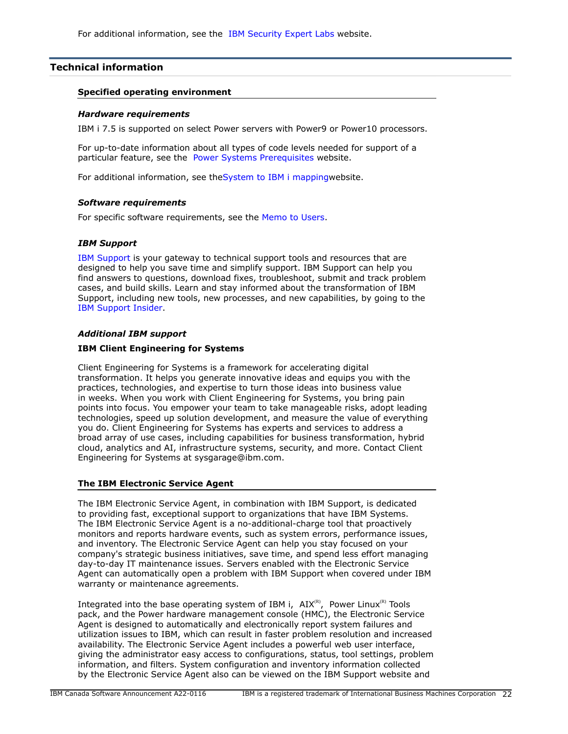For additional information, see the IBM Security Expert Labs website.

## Technical information

### Specified operating environment

#### *Hardware requirements*

IBM i 7.5 is supported on select Power servers with Power9 or Power10 processors.

For up-to-date information about all types of code levels needed for support of a particular feature, see the Power Systems Prerequisites website.

For additional information, see theSystem to IBM i mappingwebsite.

#### *Software requirements*

For specific software requirements, see the Memo to Users.

#### *IBM Support*

IBM Support is your gateway to technical support tools and resources that are designed to help you save time and simplify support. IBM Support can help you find answers to questions, download fixes, troubleshoot, submit and track problem cases, and build skills. Learn and stay informed about the transformation of IBM Support, including new tools, new processes, and new capabilities, by going to the IBM Support Insider.

#### *Additional IBM support*

**IBM Client Engineering for Systems**

Client Engineering for Systems is a framework for accelerating digital transformation. It helps you generate innovative ideas and equips you with the practices, technologies, and expertise to turn those ideas into business value in weeks. When you work with Client Engineering for Systems, you bring pain points into focus. You empower your team to take manageable risks, adopt leading technologies, speed up solution development, and measure the value of everything you do. Client Engineering for Systems has experts and services to address a broad array of use cases, including capabilities for business transformation, hybrid cloud, analytics and AI, infrastructure systems, security, and more. Contact Client Engineering for Systems at sysgarage@ibm.com.

### The IBM Electronic Service Agent

The IBM Electronic Service Agent, in combination with IBM Support, is dedicated to providing fast, exceptional support to organizations that have IBM Systems. The IBM Electronic Service Agent is a no-additional-charge tool that proactively monitors and reports hardware events, such as system errors, performance issues, and inventory. The Electronic Service Agent can help you stay focused on your company's strategic business initiatives, save time, and spend less effort managing day-to-day IT maintenance issues. Servers enabled with the Electronic Service Agent can automatically open a problem with IBM Support when covered under IBM warranty or maintenance agreements.

Integrated into the base operating system of IBM i, AIX(R), Power Linux(R) Tools pack, and the Power hardware management console (HMC), the Electronic Service Agent is designed to automatically and electronically report system failures and utilization issues to IBM, which can result in faster problem resolution and increased availability. The Electronic Service Agent includes a powerful web user interface, giving the administrator easy access to configurations, status, tool settings, problem information, and filters. System configuration and inventory information collected by the Electronic Service Agent also can be viewed on the IBM Support website and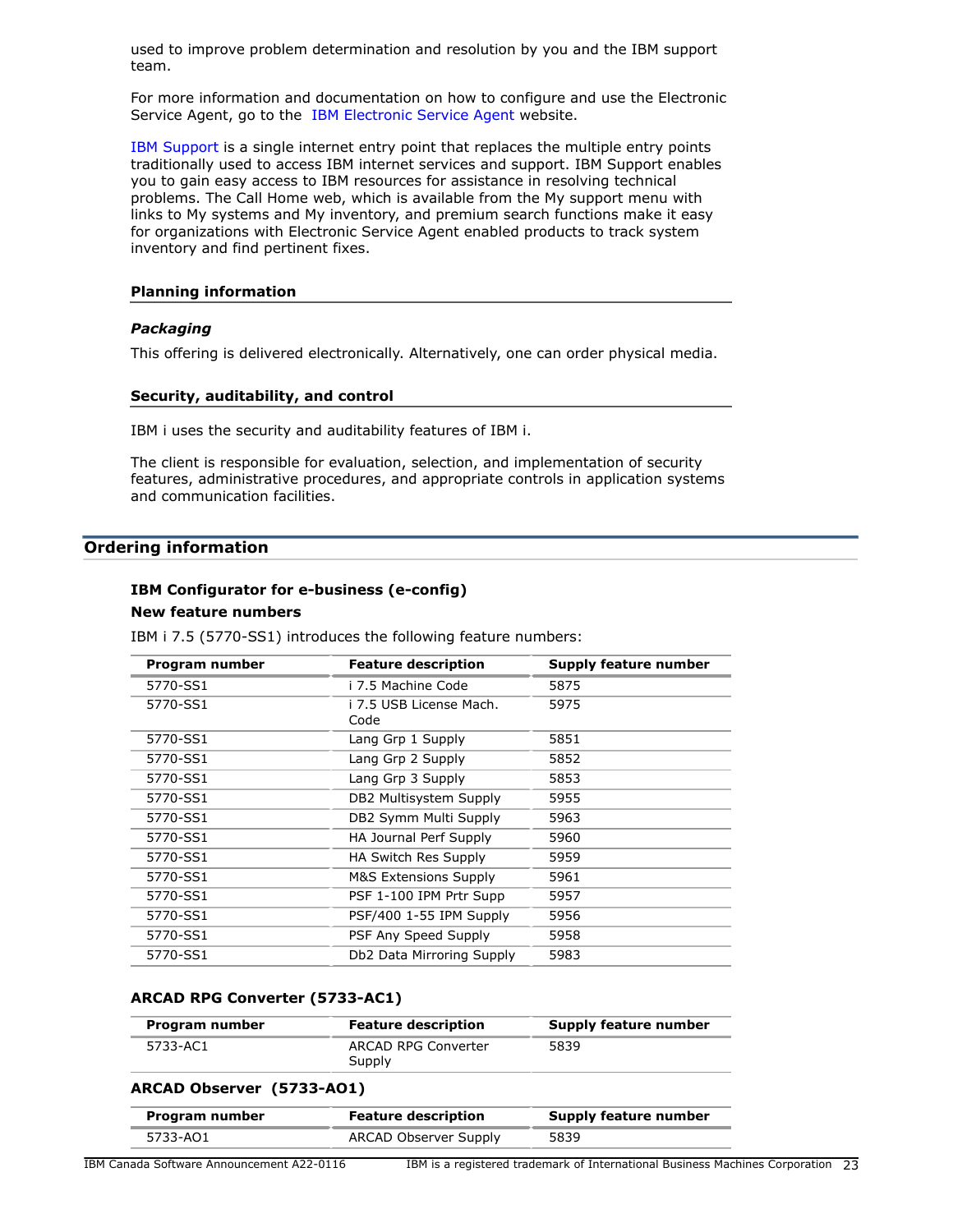used to improve problem determination and resolution by you and the IBM support team.

For more information and documentation on how to configure and use the Electronic Service Agent, go to the IBM Electronic Service Agent website.

IBM Support is a single internet entry point that replaces the multiple entry points traditionally used to access IBM internet services and support. IBM Support enables you to gain easy access to IBM resources for assistance in resolving technical problems. The Call Home web, which is available from the My support menu with links to My systems and My inventory, and premium search functions make it easy for organizations with Electronic Service Agent enabled products to track system inventory and find pertinent fixes.

### Planning information

#### *Packaging*

This offering is delivered electronically. Alternatively, one can order physical media.

### Security, auditability, and control

IBM i uses the security and auditability features of IBM i.

The client is responsible for evaluation, selection, and implementation of security features, administrative procedures, and appropriate controls in application systems and communication facilities.

## Ordering information

### IBM Configurator for e-business (e-config)

**New feature numbers**

IBM i 7.5 (5770-SS1) introduces the following feature numbers:

| Program number | Feature description | Supply feature number |
|---|---|---|
| 5770-SS1 | i 7.5 Machine Code | 5875 |
| 5770-SS1 | i 7.5 USB License Mach. Code | 5975 |
| 5770-SS1 | Lang Grp 1 Supply | 5851 |
| 5770-SS1 | Lang Grp 2 Supply | 5852 |
| 5770-SS1 | Lang Grp 3 Supply | 5853 |
| 5770-SS1 | DB2 Multisystem Supply | 5955 |
| 5770-SS1 | DB2 Symm Multi Supply | 5963 |
| 5770-SS1 | HA Journal Perf Supply | 5960 |
| 5770-SS1 | HA Switch Res Supply | 5959 |
| 5770-SS1 | M&S Extensions Supply | 5961 |
| 5770-SS1 | PSF 1-100 IPM Prtr Supp | 5957 |
| 5770-SS1 | PSF/400 1-55 IPM Supply | 5956 |
| 5770-SS1 | PSF Any Speed Supply | 5958 |
| 5770-SS1 | Db2 Data Mirroring Supply | 5983 |

### ARCAD RPG Converter (5733-AC1)

| Program number | Feature description | Supply feature number |
|---|---|---|
| 5733-AC1 | ARCAD RPG Converter Supply | 5839 |

### ARCAD Observer (5733-AO1)

| Program number | Feature description | Supply feature number |
|---|---|---|
| 5733-AO1 | ARCAD Observer Supply | 5839 |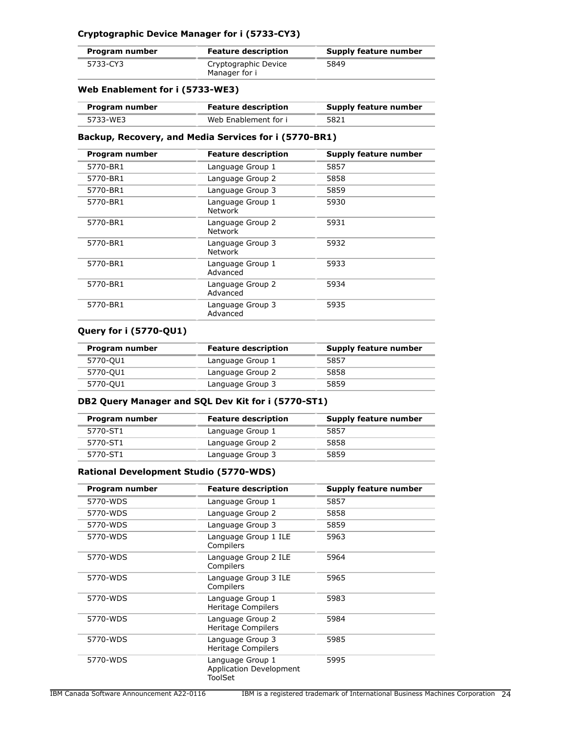### Cryptographic Device Manager for i (5733-CY3)

| Program number | Feature description | Supply feature number |
|---|---|---|
| 5733-CY3 | Cryptographic Device Manager for i | 5849 |

### Web Enablement for i (5733-WE3)

| Program number | Feature description | Supply feature number |
|---|---|---|
| 5733-WE3 | Web Enablement for i | 5821 |

### Backup, Recovery, and Media Services for i (5770-BR1)

| Program number | Feature description | Supply feature number |
|---|---|---|
| 5770-BR1 | Language Group 1 | 5857 |
| 5770-BR1 | Language Group 2 | 5858 |
| 5770-BR1 | Language Group 3 | 5859 |
| 5770-BR1 | Language Group 1 Network | 5930 |
| 5770-BR1 | Language Group 2 Network | 5931 |
| 5770-BR1 | Language Group 3 Network | 5932 |
| 5770-BR1 | Language Group 1 Advanced | 5933 |
| 5770-BR1 | Language Group 2 Advanced | 5934 |
| 5770-BR1 | Language Group 3 Advanced | 5935 |

### Query for i (5770-QU1)

| Program number | Feature description | Supply feature number |
|---|---|---|
| 5770-QU1 | Language Group 1 | 5857 |
| 5770-QU1 | Language Group 2 | 5858 |
| 5770-QU1 | Language Group 3 | 5859 |

### DB2 Query Manager and SQL Dev Kit for i (5770-ST1)

| Program number | Feature description | Supply feature number |
|---|---|---|
| 5770-ST1 | Language Group 1 | 5857 |
| 5770-ST1 | Language Group 2 | 5858 |
| 5770-ST1 | Language Group 3 | 5859 |

### Rational Development Studio (5770-WDS)

| Program number | Feature description | Supply feature number |
|---|---|---|
| 5770-WDS | Language Group 1 | 5857 |
| 5770-WDS | Language Group 2 | 5858 |
| 5770-WDS | Language Group 3 | 5859 |
| 5770-WDS | Language Group 1 ILE Compilers | 5963 |
| 5770-WDS | Language Group 2 ILE Compilers | 5964 |
| 5770-WDS | Language Group 3 ILE Compilers | 5965 |
| 5770-WDS | Language Group 1 Heritage Compilers | 5983 |
| 5770-WDS | Language Group 2 Heritage Compilers | 5984 |
| 5770-WDS | Language Group 3 Heritage Compilers | 5985 |
| 5770-WDS | Language Group 1 Application Development ToolSet | 5995 |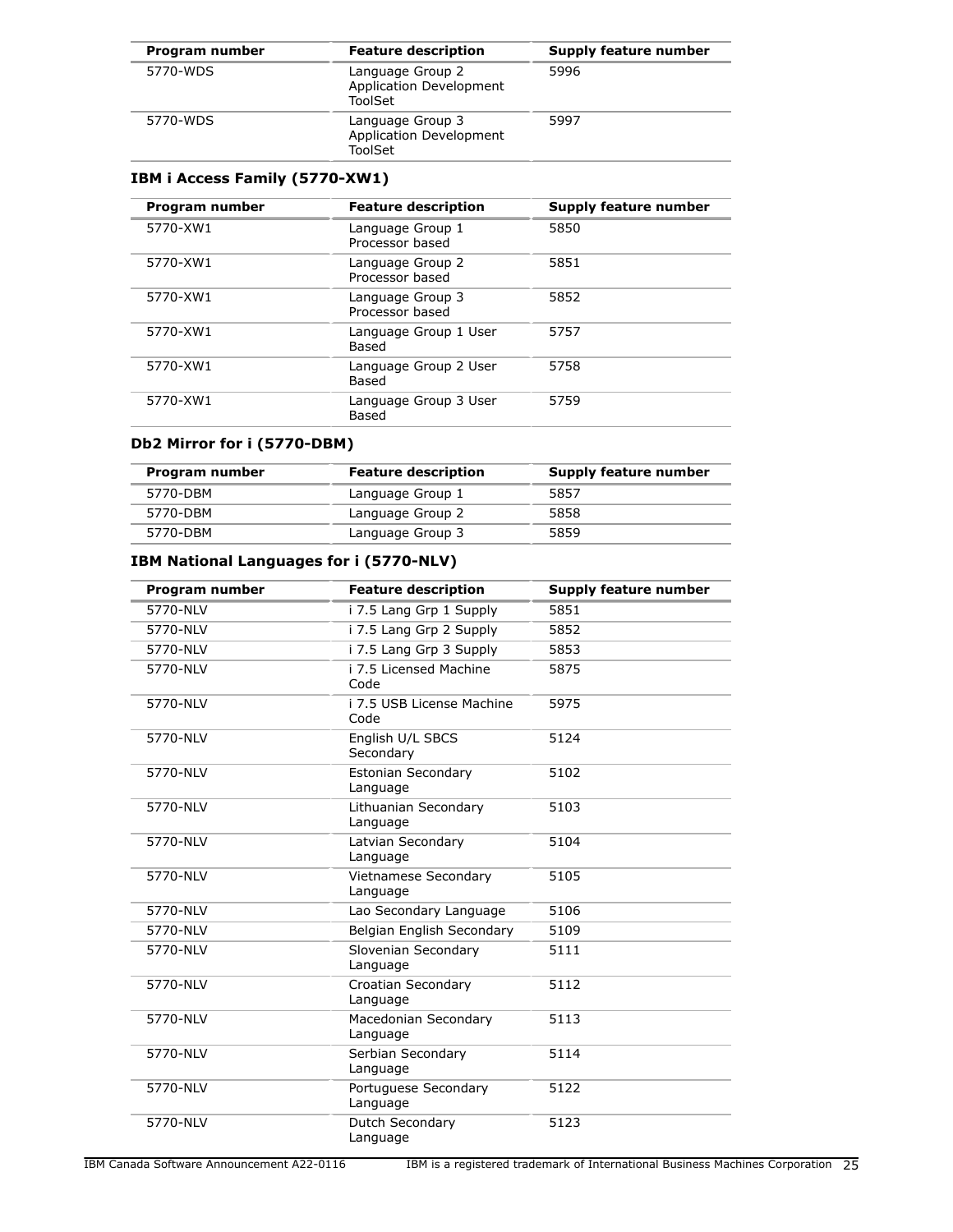| Program number | Feature description | Supply feature number |
|---|---|---|
| 5770-WDS | Language Group 2 Application Development ToolSet | 5996 |
| 5770-WDS | Language Group 3 Application Development ToolSet | 5997 |

### IBM i Access Family (5770-XW1)

| Program number | Feature description | Supply feature number |
|---|---|---|
| 5770-XW1 | Language Group 1 Processor based | 5850 |
| 5770-XW1 | Language Group 2 Processor based | 5851 |
| 5770-XW1 | Language Group 3 Processor based | 5852 |
| 5770-XW1 | Language Group 1 User Based | 5757 |
| 5770-XW1 | Language Group 2 User Based | 5758 |
| 5770-XW1 | Language Group 3 User Based | 5759 |

### Db2 Mirror for i (5770-DBM)

| Program number | Feature description | Supply feature number |
|---|---|---|
| 5770-DBM | Language Group 1 | 5857 |
| 5770-DBM | Language Group 2 | 5858 |
| 5770-DBM | Language Group 3 | 5859 |

### IBM National Languages for i (5770-NLV)

| Program number | Feature description | Supply feature number |
|---|---|---|
| 5770-NLV | i 7.5 Lang Grp 1 Supply | 5851 |
| 5770-NLV | i 7.5 Lang Grp 2 Supply | 5852 |
| 5770-NLV | i 7.5 Lang Grp 3 Supply | 5853 |
| 5770-NLV | i 7.5 Licensed Machine Code | 5875 |
| 5770-NLV | i 7.5 USB License Machine Code | 5975 |
| 5770-NLV | English U/L SBCS Secondary | 5124 |
| 5770-NLV | Estonian Secondary Language | 5102 |
| 5770-NLV | Lithuanian Secondary Language | 5103 |
| 5770-NLV | Latvian Secondary Language | 5104 |
| 5770-NLV | Vietnamese Secondary Language | 5105 |
| 5770-NLV | Lao Secondary Language | 5106 |
| 5770-NLV | Belgian English Secondary | 5109 |
| 5770-NLV | Slovenian Secondary Language | 5111 |
| 5770-NLV | Croatian Secondary Language | 5112 |
| 5770-NLV | Macedonian Secondary Language | 5113 |
| 5770-NLV | Serbian Secondary Language | 5114 |
| 5770-NLV | Portuguese Secondary Language | 5122 |
| 5770-NLV | Dutch Secondary Language | 5123 |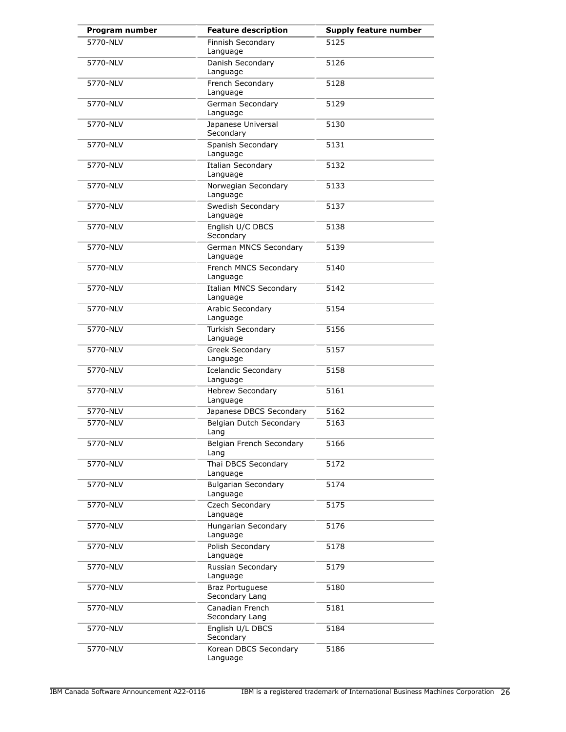| Program number | Feature description | Supply feature number |
| --- | --- | --- |
| 5770-NLV | Finnish Secondary Language | 5125 |
| 5770-NLV | Danish Secondary Language | 5126 |
| 5770-NLV | French Secondary Language | 5128 |
| 5770-NLV | German Secondary Language | 5129 |
| 5770-NLV | Japanese Universal Secondary | 5130 |
| 5770-NLV | Spanish Secondary Language | 5131 |
| 5770-NLV | Italian Secondary Language | 5132 |
| 5770-NLV | Norwegian Secondary Language | 5133 |
| 5770-NLV | Swedish Secondary Language | 5137 |
| 5770-NLV | English U/C DBCS Secondary | 5138 |
| 5770-NLV | German MNCS Secondary Language | 5139 |
| 5770-NLV | French MNCS Secondary Language | 5140 |
| 5770-NLV | Italian MNCS Secondary Language | 5142 |
| 5770-NLV | Arabic Secondary Language | 5154 |
| 5770-NLV | Turkish Secondary Language | 5156 |
| 5770-NLV | Greek Secondary Language | 5157 |
| 5770-NLV | Icelandic Secondary Language | 5158 |
| 5770-NLV | Hebrew Secondary Language | 5161 |
| 5770-NLV | Japanese DBCS Secondary | 5162 |
| 5770-NLV | Belgian Dutch Secondary Lang | 5163 |
| 5770-NLV | Belgian French Secondary Lang | 5166 |
| 5770-NLV | Thai DBCS Secondary Language | 5172 |
| 5770-NLV | Bulgarian Secondary Language | 5174 |
| 5770-NLV | Czech Secondary Language | 5175 |
| 5770-NLV | Hungarian Secondary Language | 5176 |
| 5770-NLV | Polish Secondary Language | 5178 |
| 5770-NLV | Russian Secondary Language | 5179 |
| 5770-NLV | Braz Portuguese Secondary Lang | 5180 |
| 5770-NLV | Canadian French Secondary Lang | 5181 |
| 5770-NLV | English U/L DBCS Secondary | 5184 |
| 5770-NLV | Korean DBCS Secondary Language | 5186 |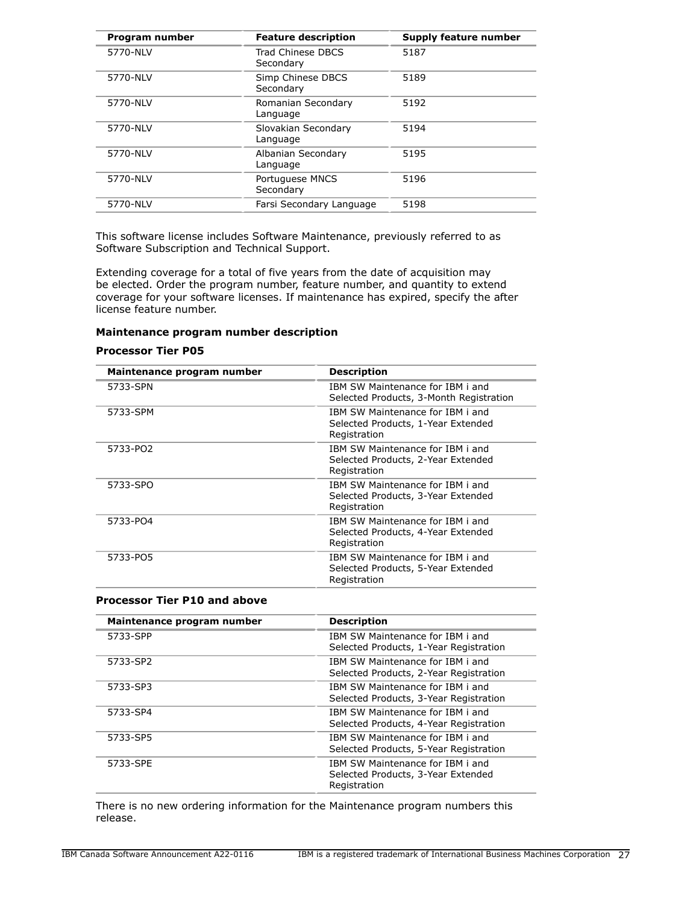| Program number | Feature description | Supply feature number |
| --- | --- | --- |
| 5770-NLV | Trad Chinese DBCS Secondary | 5187 |
| 5770-NLV | Simp Chinese DBCS Secondary | 5189 |
| 5770-NLV | Romanian Secondary Language | 5192 |
| 5770-NLV | Slovakian Secondary Language | 5194 |
| 5770-NLV | Albanian Secondary Language | 5195 |
| 5770-NLV | Portuguese MNCS Secondary | 5196 |
| 5770-NLV | Farsi Secondary Language | 5198 |

This software license includes Software Maintenance, previously referred to as Software Subscription and Technical Support.

Extending coverage for a total of five years from the date of acquisition may be elected. Order the program number, feature number, and quantity to extend coverage for your software licenses. If maintenance has expired, specify the after license feature number.

**Maintenance program number description**

**Processor Tier P05**

| Maintenance program number | Description |
| --- | --- |
| 5733-SPN | IBM SW Maintenance for IBM i and Selected Products, 3-Month Registration |
| 5733-SPM | IBM SW Maintenance for IBM i and Selected Products, 1-Year Extended Registration |
| 5733-PO2 | IBM SW Maintenance for IBM i and Selected Products, 2-Year Extended Registration |
| 5733-SPO | IBM SW Maintenance for IBM i and Selected Products, 3-Year Extended Registration |
| 5733-PO4 | IBM SW Maintenance for IBM i and Selected Products, 4-Year Extended Registration |
| 5733-PO5 | IBM SW Maintenance for IBM i and Selected Products, 5-Year Extended Registration |

**Processor Tier P10 and above**

| Maintenance program number | Description |
| --- | --- |
| 5733-SPP | IBM SW Maintenance for IBM i and Selected Products, 1-Year Registration |
| 5733-SP2 | IBM SW Maintenance for IBM i and Selected Products, 2-Year Registration |
| 5733-SP3 | IBM SW Maintenance for IBM i and Selected Products, 3-Year Registration |
| 5733-SP4 | IBM SW Maintenance for IBM i and Selected Products, 4-Year Registration |
| 5733-SP5 | IBM SW Maintenance for IBM i and Selected Products, 5-Year Registration |
| 5733-SPE | IBM SW Maintenance for IBM i and Selected Products, 3-Year Extended Registration |

There is no new ordering information for the Maintenance program numbers this release.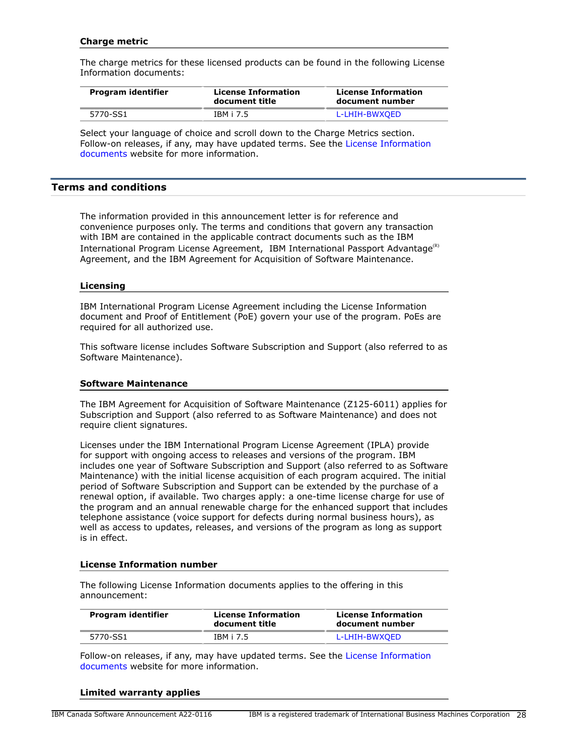### Charge metric

The charge metrics for these licensed products can be found in the following License Information documents:

| Program identifier | License Information document title | License Information document number |
|---|---|---|
| 5770-SS1 | IBM i 7.5 | L-LHIH-BWXQED |

Select your language of choice and scroll down to the Charge Metrics section. Follow-on releases, if any, may have updated terms. See the License Information documents website for more information.

## Terms and conditions

The information provided in this announcement letter is for reference and convenience purposes only. The terms and conditions that govern any transaction with IBM are contained in the applicable contract documents such as the IBM International Program License Agreement, IBM International Passport Advantage(R) Agreement, and the IBM Agreement for Acquisition of Software Maintenance.

### Licensing

IBM International Program License Agreement including the License Information document and Proof of Entitlement (PoE) govern your use of the program. PoEs are required for all authorized use.

This software license includes Software Subscription and Support (also referred to as Software Maintenance).

### Software Maintenance

The IBM Agreement for Acquisition of Software Maintenance (Z125-6011) applies for Subscription and Support (also referred to as Software Maintenance) and does not require client signatures.

Licenses under the IBM International Program License Agreement (IPLA) provide for support with ongoing access to releases and versions of the program. IBM includes one year of Software Subscription and Support (also referred to as Software Maintenance) with the initial license acquisition of each program acquired. The initial period of Software Subscription and Support can be extended by the purchase of a renewal option, if available. Two charges apply: a one-time license charge for use of the program and an annual renewable charge for the enhanced support that includes telephone assistance (voice support for defects during normal business hours), as well as access to updates, releases, and versions of the program as long as support is in effect.

### License Information number

The following License Information documents applies to the offering in this announcement:

| Program identifier | License Information document title | License Information document number |
|---|---|---|
| 5770-SS1 | IBM i 7.5 | L-LHIH-BWXQED |

Follow-on releases, if any, may have updated terms. See the License Information documents website for more information.

### Limited warranty applies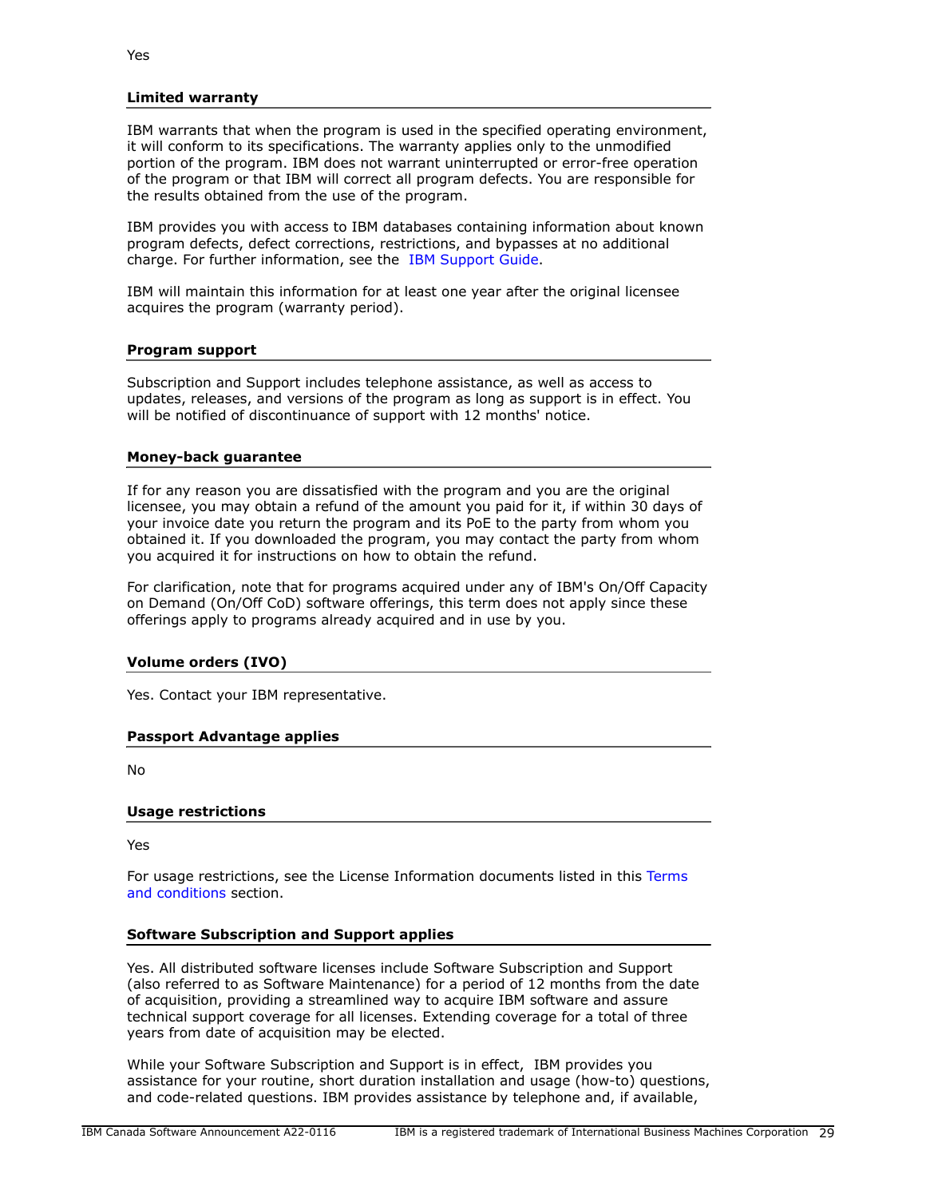Yes

### Limited warranty

IBM warrants that when the program is used in the specified operating environment, it will conform to its specifications. The warranty applies only to the unmodified portion of the program. IBM does not warrant uninterrupted or error-free operation of the program or that IBM will correct all program defects. You are responsible for the results obtained from the use of the program.

IBM provides you with access to IBM databases containing information about known program defects, defect corrections, restrictions, and bypasses at no additional charge. For further information, see the IBM Support Guide.

IBM will maintain this information for at least one year after the original licensee acquires the program (warranty period).

### Program support

Subscription and Support includes telephone assistance, as well as access to updates, releases, and versions of the program as long as support is in effect. You will be notified of discontinuance of support with 12 months' notice.

### Money-back guarantee

If for any reason you are dissatisfied with the program and you are the original licensee, you may obtain a refund of the amount you paid for it, if within 30 days of your invoice date you return the program and its PoE to the party from whom you obtained it. If you downloaded the program, you may contact the party from whom you acquired it for instructions on how to obtain the refund.

For clarification, note that for programs acquired under any of IBM's On/Off Capacity on Demand (On/Off CoD) software offerings, this term does not apply since these offerings apply to programs already acquired and in use by you.

### Volume orders (IVO)

Yes. Contact your IBM representative.

### Passport Advantage applies

No

### Usage restrictions

Yes

For usage restrictions, see the License Information documents listed in this Terms and conditions section.

### Software Subscription and Support applies

Yes. All distributed software licenses include Software Subscription and Support (also referred to as Software Maintenance) for a period of 12 months from the date of acquisition, providing a streamlined way to acquire IBM software and assure technical support coverage for all licenses. Extending coverage for a total of three years from date of acquisition may be elected.

While your Software Subscription and Support is in effect, IBM provides you assistance for your routine, short duration installation and usage (how-to) questions, and code-related questions. IBM provides assistance by telephone and, if available,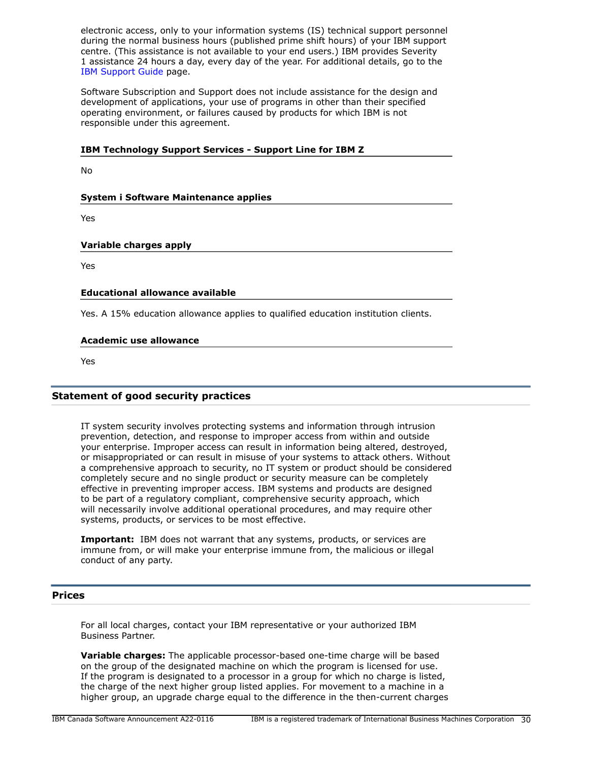electronic access, only to your information systems (IS) technical support personnel during the normal business hours (published prime shift hours) of your IBM support centre. (This assistance is not available to your end users.) IBM provides Severity 1 assistance 24 hours a day, every day of the year. For additional details, go to the IBM Support Guide page.

Software Subscription and Support does not include assistance for the design and development of applications, your use of programs in other than their specified operating environment, or failures caused by products for which IBM is not responsible under this agreement.

### IBM Technology Support Services - Support Line for IBM Z

No

### System i Software Maintenance applies

Yes

### Variable charges apply

Yes

### Educational allowance available

Yes. A 15% education allowance applies to qualified education institution clients.

### Academic use allowance

Yes

## Statement of good security practices

IT system security involves protecting systems and information through intrusion prevention, detection, and response to improper access from within and outside your enterprise. Improper access can result in information being altered, destroyed, or misappropriated or can result in misuse of your systems to attack others. Without a comprehensive approach to security, no IT system or product should be considered completely secure and no single product or security measure can be completely effective in preventing improper access. IBM systems and products are designed to be part of a regulatory compliant, comprehensive security approach, which will necessarily involve additional operational procedures, and may require other systems, products, or services to be most effective.

**Important:** IBM does not warrant that any systems, products, or services are immune from, or will make your enterprise immune from, the malicious or illegal conduct of any party.

## Prices

For all local charges, contact your IBM representative or your authorized IBM Business Partner.

**Variable charges:** The applicable processor-based one-time charge will be based on the group of the designated machine on which the program is licensed for use. If the program is designated to a processor in a group for which no charge is listed, the charge of the next higher group listed applies. For movement to a machine in a higher group, an upgrade charge equal to the difference in the then-current charges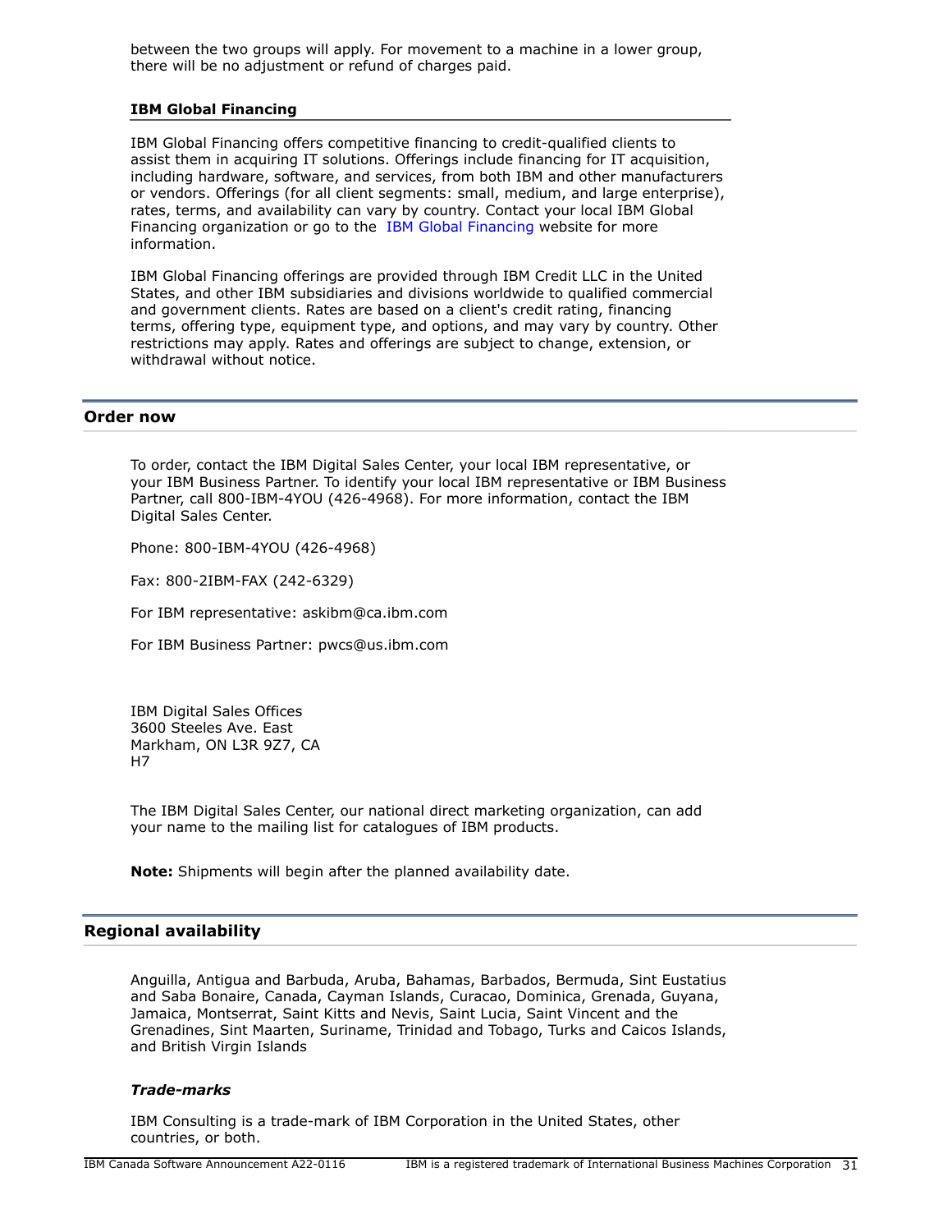between the two groups will apply. For movement to a machine in a lower group, there will be no adjustment or refund of charges paid.

### IBM Global Financing

IBM Global Financing offers competitive financing to credit-qualified clients to assist them in acquiring IT solutions. Offerings include financing for IT acquisition, including hardware, software, and services, from both IBM and other manufacturers or vendors. Offerings (for all client segments: small, medium, and large enterprise), rates, terms, and availability can vary by country. Contact your local IBM Global Financing organization or go to the IBM Global Financing website for more information.

IBM Global Financing offerings are provided through IBM Credit LLC in the United States, and other IBM subsidiaries and divisions worldwide to qualified commercial and government clients. Rates are based on a client's credit rating, financing terms, offering type, equipment type, and options, and may vary by country. Other restrictions may apply. Rates and offerings are subject to change, extension, or withdrawal without notice.

## Order now

To order, contact the IBM Digital Sales Center, your local IBM representative, or your IBM Business Partner. To identify your local IBM representative or IBM Business Partner, call 800-IBM-4YOU (426-4968). For more information, contact the IBM Digital Sales Center.

Phone: 800-IBM-4YOU (426-4968)

Fax: 800-2IBM-FAX (242-6329)

For IBM representative: askibm@ca.ibm.com

For IBM Business Partner: pwcs@us.ibm.com

IBM Digital Sales Offices  
3600 Steeles Ave. East  
Markham, ON L3R 9Z7, CA  
H7

The IBM Digital Sales Center, our national direct marketing organization, can add your name to the mailing list for catalogues of IBM products.

**Note:** Shipments will begin after the planned availability date.

## Regional availability

Anguilla, Antigua and Barbuda, Aruba, Bahamas, Barbados, Bermuda, Sint Eustatius and Saba Bonaire, Canada, Cayman Islands, Curacao, Dominica, Grenada, Guyana, Jamaica, Montserrat, Saint Kitts and Nevis, Saint Lucia, Saint Vincent and the Grenadines, Sint Maarten, Suriname, Trinidad and Tobago, Turks and Caicos Islands, and British Virgin Islands

#### *Trade-marks*

IBM Consulting is a trade-mark of IBM Corporation in the United States, other countries, or both.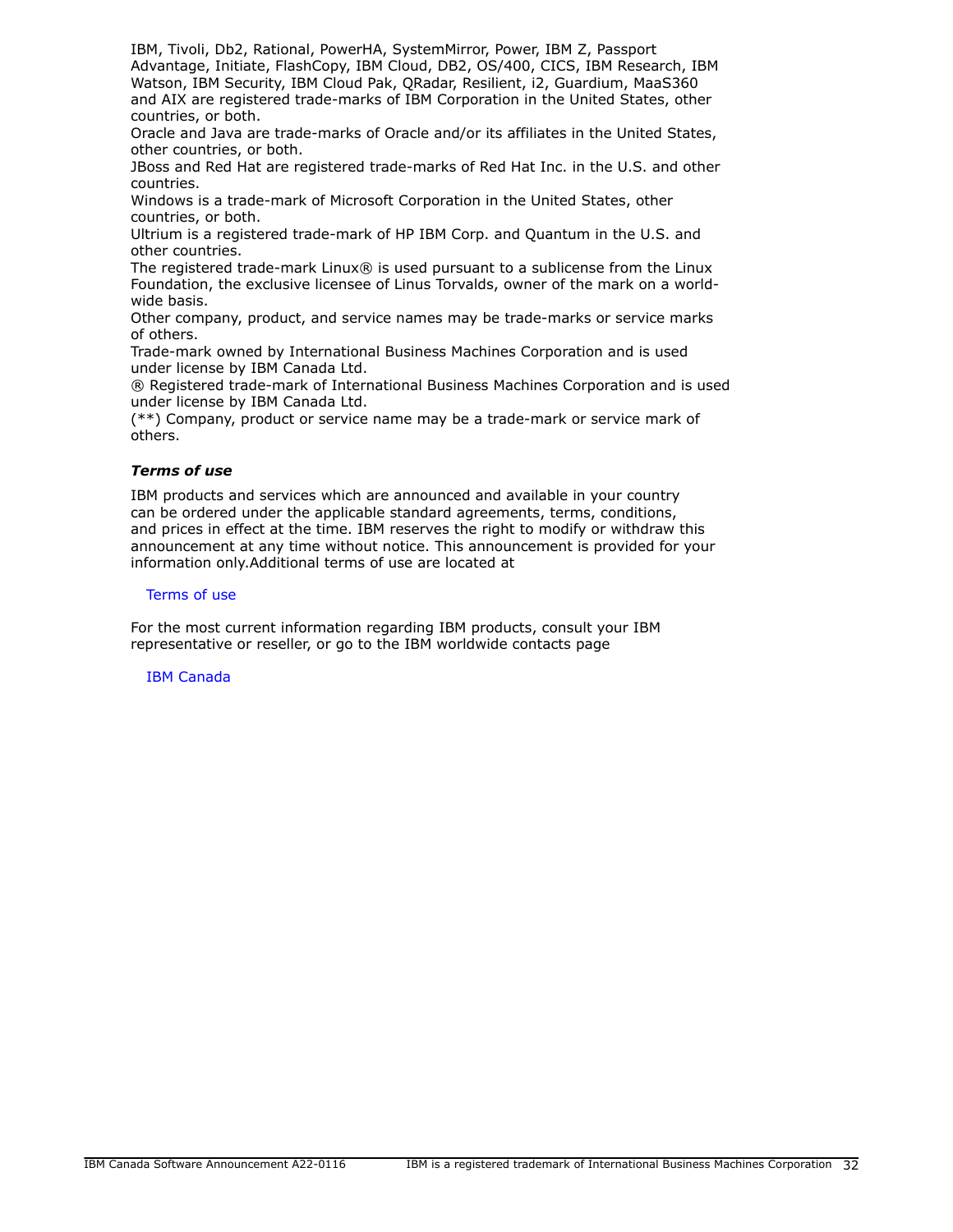IBM, Tivoli, Db2, Rational, PowerHA, SystemMirror, Power, IBM Z, Passport Advantage, Initiate, FlashCopy, IBM Cloud, DB2, OS/400, CICS, IBM Research, IBM Watson, IBM Security, IBM Cloud Pak, QRadar, Resilient, i2, Guardium, MaaS360 and AIX are registered trade-marks of IBM Corporation in the United States, other countries, or both.

Oracle and Java are trade-marks of Oracle and/or its affiliates in the United States, other countries, or both.

JBoss and Red Hat are registered trade-marks of Red Hat Inc. in the U.S. and other countries.

Windows is a trade-mark of Microsoft Corporation in the United States, other countries, or both.

Ultrium is a registered trade-mark of HP IBM Corp. and Quantum in the U.S. and other countries.

The registered trade-mark Linux® is used pursuant to a sublicense from the Linux Foundation, the exclusive licensee of Linus Torvalds, owner of the mark on a world-wide basis.

Other company, product, and service names may be trade-marks or service marks of others.

Trade-mark owned by International Business Machines Corporation and is used under license by IBM Canada Ltd.

® Registered trade-mark of International Business Machines Corporation and is used under license by IBM Canada Ltd.

(**) Company, product or service name may be a trade-mark or service mark of others.

### *Terms of use*

IBM products and services which are announced and available in your country can be ordered under the applicable standard agreements, terms, conditions, and prices in effect at the time. IBM reserves the right to modify or withdraw this announcement at any time without notice. This announcement is provided for your information only.Additional terms of use are located at

Terms of use

For the most current information regarding IBM products, consult your IBM representative or reseller, or go to the IBM worldwide contacts page

IBM Canada